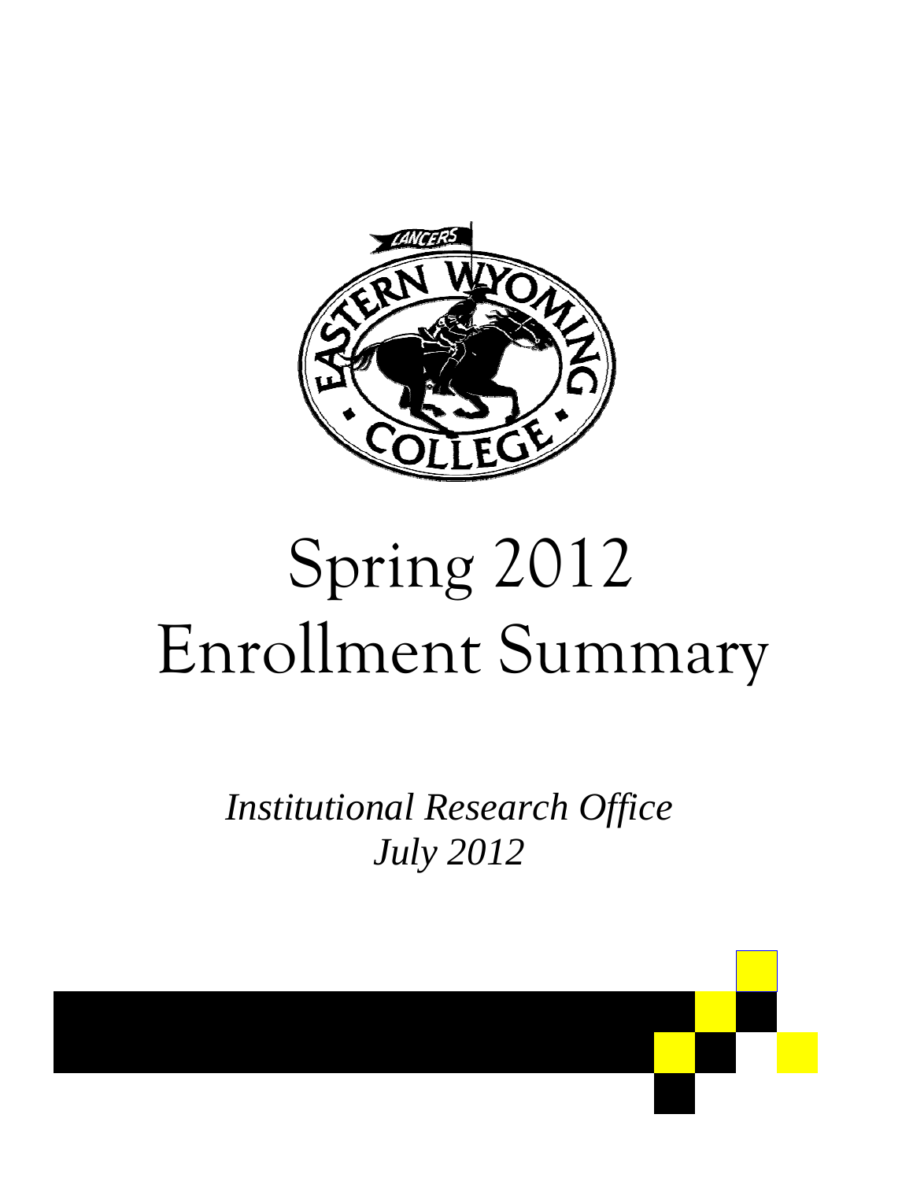# Spring 2012 Enrollment Summary

*Institutional Research Office*
*July 2012*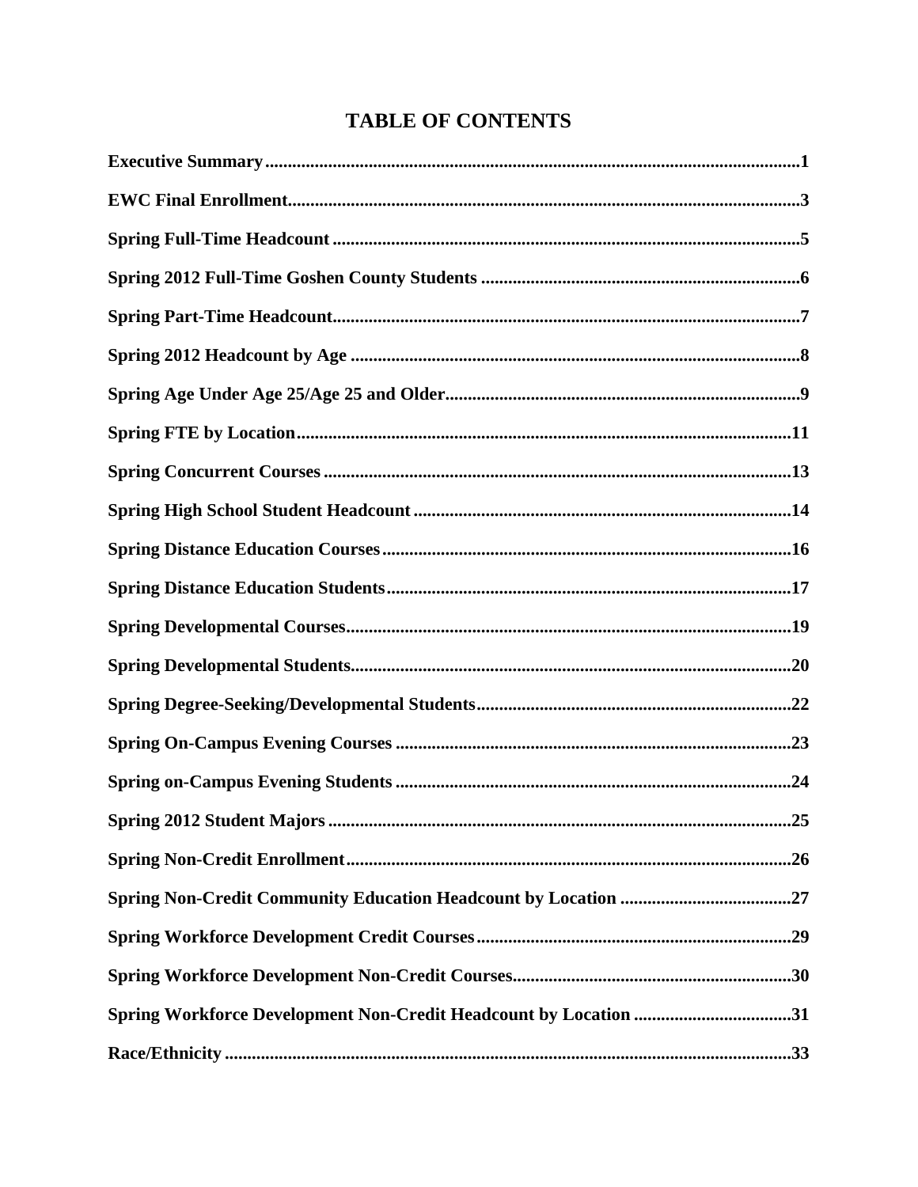# TABLE OF CONTENTS

**Executive Summary** ........................................................................................................1

**EWC Final Enrollment** ...................................................................................................3

**Spring Full-Time Headcount** ..........................................................................................5

**Spring 2012 Full-Time Goshen County Students** ...........................................................6

**Spring Part-Time Headcount** ..........................................................................................7

**Spring 2012 Headcount by Age** .....................................................................................8

**Spring Age Under Age 25/Age 25 and Older** ................................................................9

**Spring FTE by Location** ...............................................................................................11

**Spring Concurrent Courses** ..........................................................................................13

**Spring High School Student Headcount** ......................................................................14

**Spring Distance Education Courses** .............................................................................16

**Spring Distance Education Students** ............................................................................17

**Spring Developmental Courses** ...................................................................................19

**Spring Developmental Students** ..................................................................................20

**Spring Degree-Seeking/Developmental Students** .......................................................22

**Spring On-Campus Evening Courses** ..........................................................................23

**Spring on-Campus Evening Students** ..........................................................................24

**Spring 2012 Student Majors** ........................................................................................25

**Spring Non-Credit Enrollment** .....................................................................................26

**Spring Non-Credit Community Education Headcount by Location** ...........................27

**Spring Workforce Development Credit Courses** .........................................................29

**Spring Workforce Development Non-Credit Courses** .................................................30

**Spring Workforce Development Non-Credit Headcount by Location** ........................31

**Race/Ethnicity** ...............................................................................................................33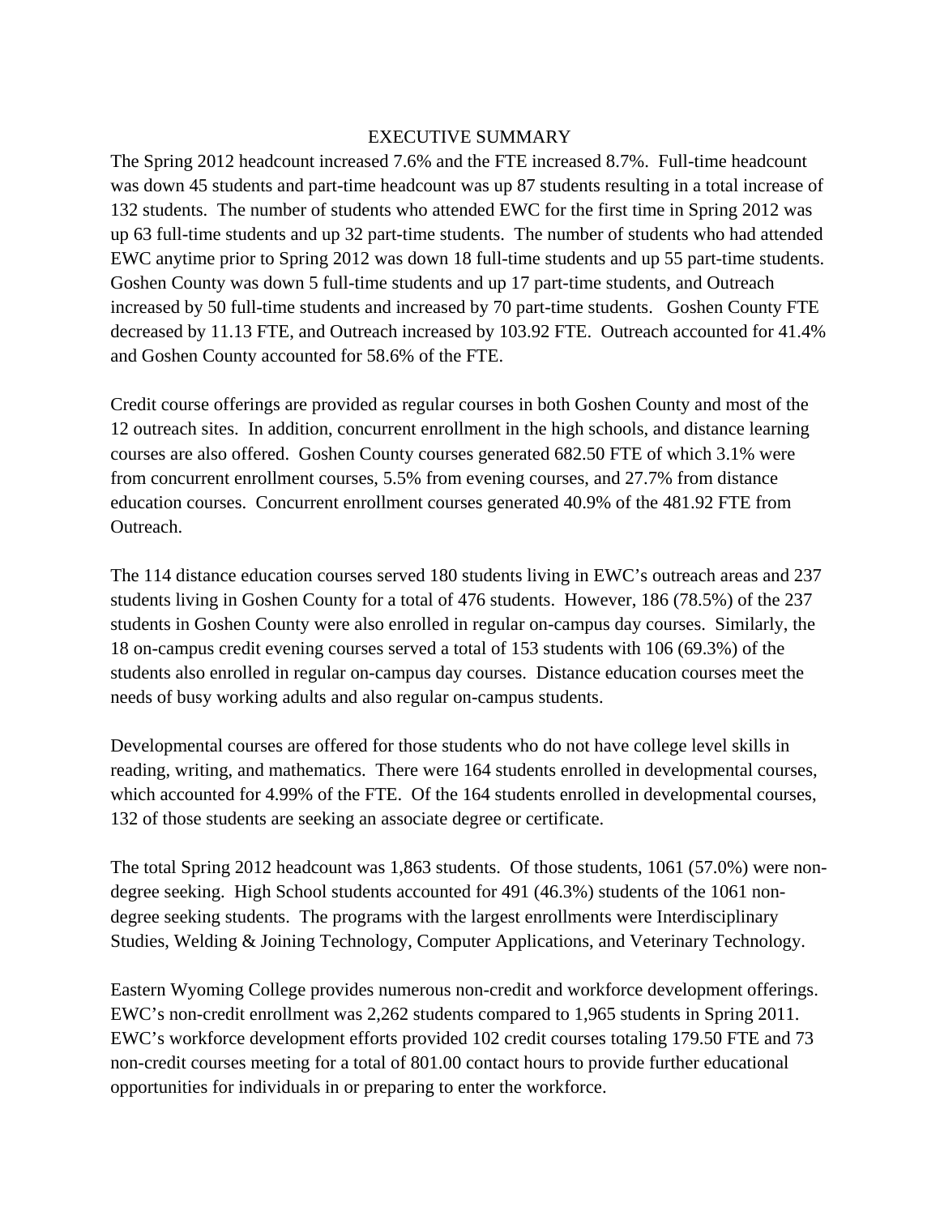# EXECUTIVE SUMMARY

The Spring 2012 headcount increased 7.6% and the FTE increased 8.7%. Full-time headcount was down 45 students and part-time headcount was up 87 students resulting in a total increase of 132 students. The number of students who attended EWC for the first time in Spring 2012 was up 63 full-time students and up 32 part-time students. The number of students who had attended EWC anytime prior to Spring 2012 was down 18 full-time students and up 55 part-time students. Goshen County was down 5 full-time students and up 17 part-time students, and Outreach increased by 50 full-time students and increased by 70 part-time students. Goshen County FTE decreased by 11.13 FTE, and Outreach increased by 103.92 FTE. Outreach accounted for 41.4% and Goshen County accounted for 58.6% of the FTE.

Credit course offerings are provided as regular courses in both Goshen County and most of the 12 outreach sites. In addition, concurrent enrollment in the high schools, and distance learning courses are also offered. Goshen County courses generated 682.50 FTE of which 3.1% were from concurrent enrollment courses, 5.5% from evening courses, and 27.7% from distance education courses. Concurrent enrollment courses generated 40.9% of the 481.92 FTE from Outreach.

The 114 distance education courses served 180 students living in EWC's outreach areas and 237 students living in Goshen County for a total of 476 students. However, 186 (78.5%) of the 237 students in Goshen County were also enrolled in regular on-campus day courses. Similarly, the 18 on-campus credit evening courses served a total of 153 students with 106 (69.3%) of the students also enrolled in regular on-campus day courses. Distance education courses meet the needs of busy working adults and also regular on-campus students.

Developmental courses are offered for those students who do not have college level skills in reading, writing, and mathematics. There were 164 students enrolled in developmental courses, which accounted for 4.99% of the FTE. Of the 164 students enrolled in developmental courses, 132 of those students are seeking an associate degree or certificate.

The total Spring 2012 headcount was 1,863 students. Of those students, 1061 (57.0%) were non-degree seeking. High School students accounted for 491 (46.3%) students of the 1061 non-degree seeking students. The programs with the largest enrollments were Interdisciplinary Studies, Welding & Joining Technology, Computer Applications, and Veterinary Technology.

Eastern Wyoming College provides numerous non-credit and workforce development offerings. EWC's non-credit enrollment was 2,262 students compared to 1,965 students in Spring 2011. EWC's workforce development efforts provided 102 credit courses totaling 179.50 FTE and 73 non-credit courses meeting for a total of 801.00 contact hours to provide further educational opportunities for individuals in or preparing to enter the workforce.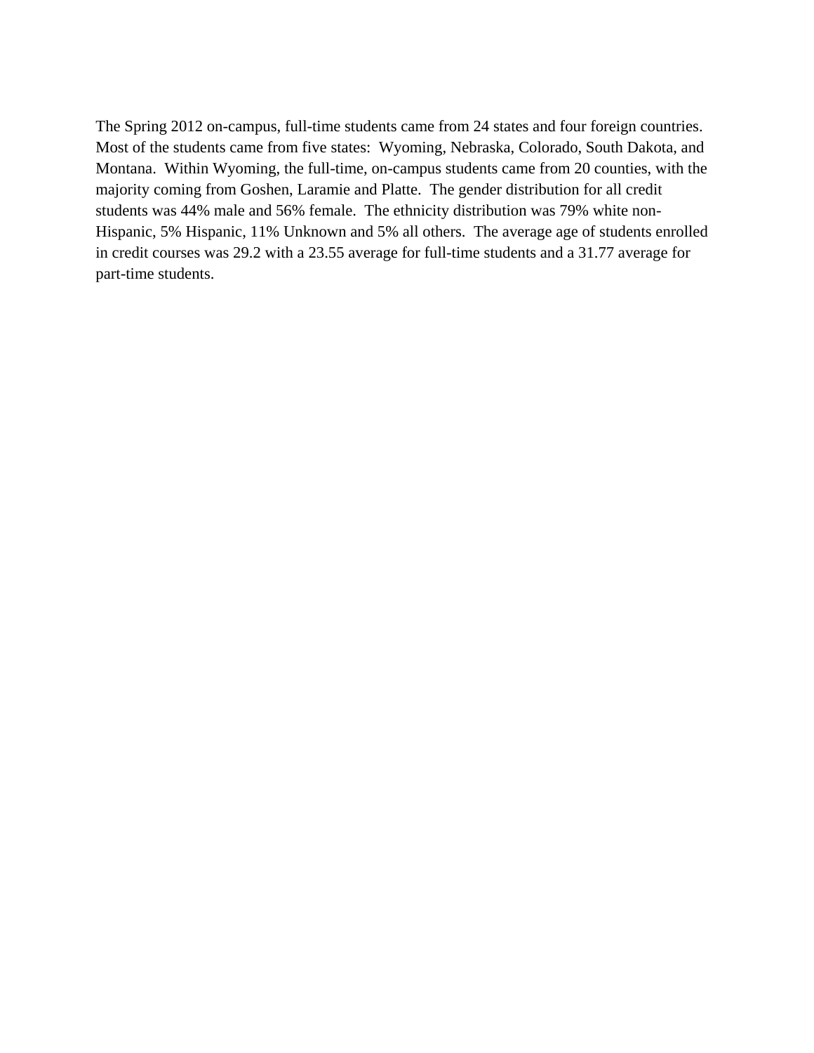The Spring 2012 on-campus, full-time students came from 24 states and four foreign countries. Most of the students came from five states: Wyoming, Nebraska, Colorado, South Dakota, and Montana. Within Wyoming, the full-time, on-campus students came from 20 counties, with the majority coming from Goshen, Laramie and Platte. The gender distribution for all credit students was 44% male and 56% female. The ethnicity distribution was 79% white non-Hispanic, 5% Hispanic, 11% Unknown and 5% all others. The average age of students enrolled in credit courses was 29.2 with a 23.55 average for full-time students and a 31.77 average for part-time students.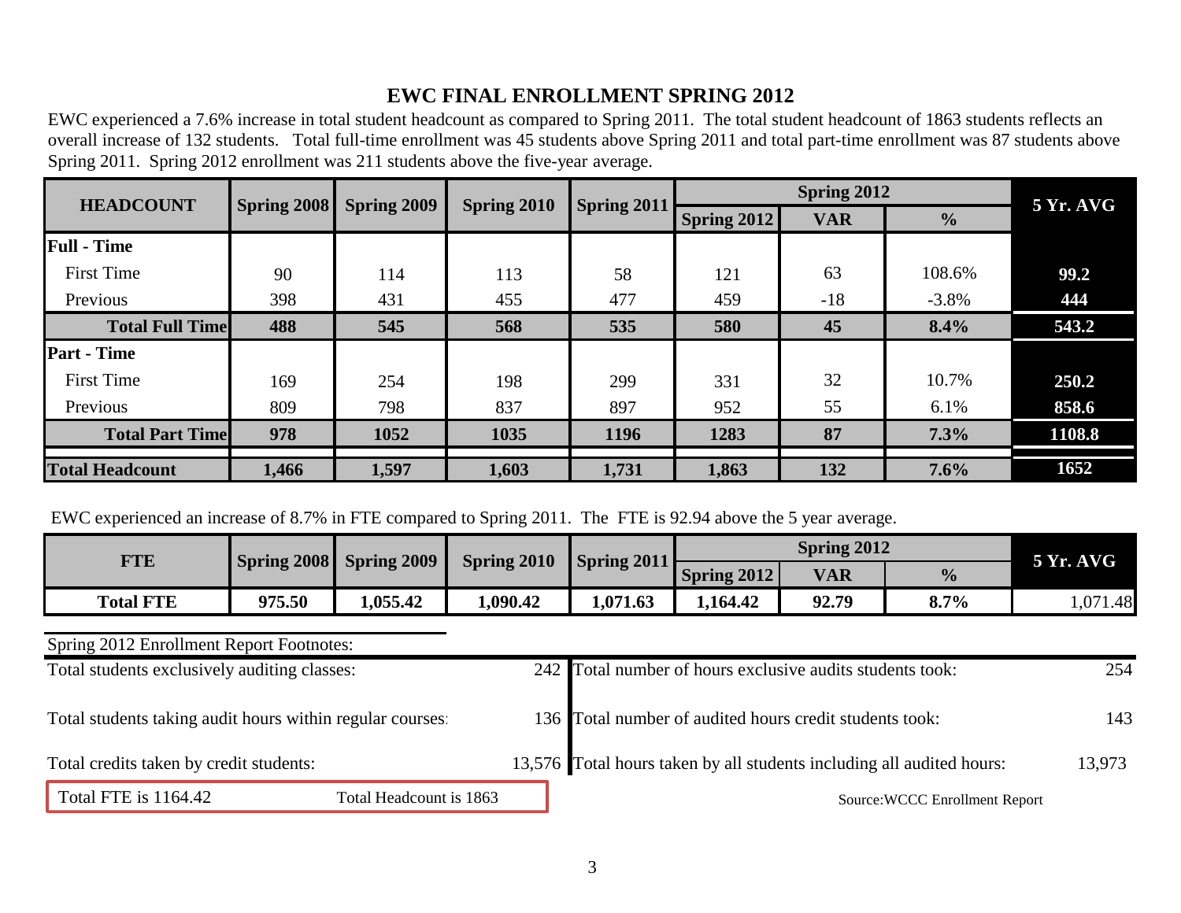# EWC FINAL ENROLLMENT SPRING 2012

EWC experienced a 7.6% increase in total student headcount as compared to Spring 2011. The total student headcount of 1863 students reflects an overall increase of 132 students. Total full-time enrollment was 45 students above Spring 2011 and total part-time enrollment was 87 students above Spring 2011. Spring 2012 enrollment was 211 students above the five-year average.

| HEADCOUNT | Spring 2008 | Spring 2009 | Spring 2010 | Spring 2011 | Spring 2012 | | | 5 Yr. AVG |
|---|---|---|---|---|---|---|---|---|
| | | | | | Spring 2012 | VAR | % | |
| **Full - Time** | | | | | | | | |
| First Time | 90 | 114 | 113 | 58 | 121 | 63 | 108.6% | **99.2** |
| Previous | 398 | 431 | 455 | 477 | 459 | -18 | -3.8% | **444** |
| **Total Full Time** | **488** | **545** | **568** | **535** | **580** | **45** | **8.4%** | **543.2** |
| **Part - Time** | | | | | | | | |
| First Time | 169 | 254 | 198 | 299 | 331 | 32 | 10.7% | **250.2** |
| Previous | 809 | 798 | 837 | 897 | 952 | 55 | 6.1% | **858.6** |
| **Total Part Time** | **978** | **1052** | **1035** | **1196** | **1283** | **87** | **7.3%** | **1108.8** |
| **Total Headcount** | **1,466** | **1,597** | **1,603** | **1,731** | **1,863** | **132** | **7.6%** | **1652** |

EWC experienced an increase of 8.7% in FTE compared to Spring 2011. The FTE is 92.94 above the 5 year average.

| FTE | Spring 2008 | Spring 2009 | Spring 2010 | Spring 2011 | Spring 2012 | | | 5 Yr. AVG |
|---|---|---|---|---|---|---|---|---|
| | | | | | Spring 2012 | VAR | % | |
| **Total FTE** | **975.50** | **1,055.42** | **1,090.42** | **1,071.63** | **1,164.42** | **92.79** | **8.7%** | 1,071.48 |

Spring 2012 Enrollment Report Footnotes:

| | | | |
|---|---|---|---|
| Total students exclusively auditing classes: | 242 | Total number of hours exclusive audits students took: | 254 |
| Total students taking audit hours within regular courses: | 136 | Total number of audited hours credit students took: | 143 |
| Total credits taken by credit students: | 13,576 | Total hours taken by all students including all audited hours: | 13,973 |

Total FTE is 1164.42 | Total Headcount is 1863

Source:WCCC Enrollment Report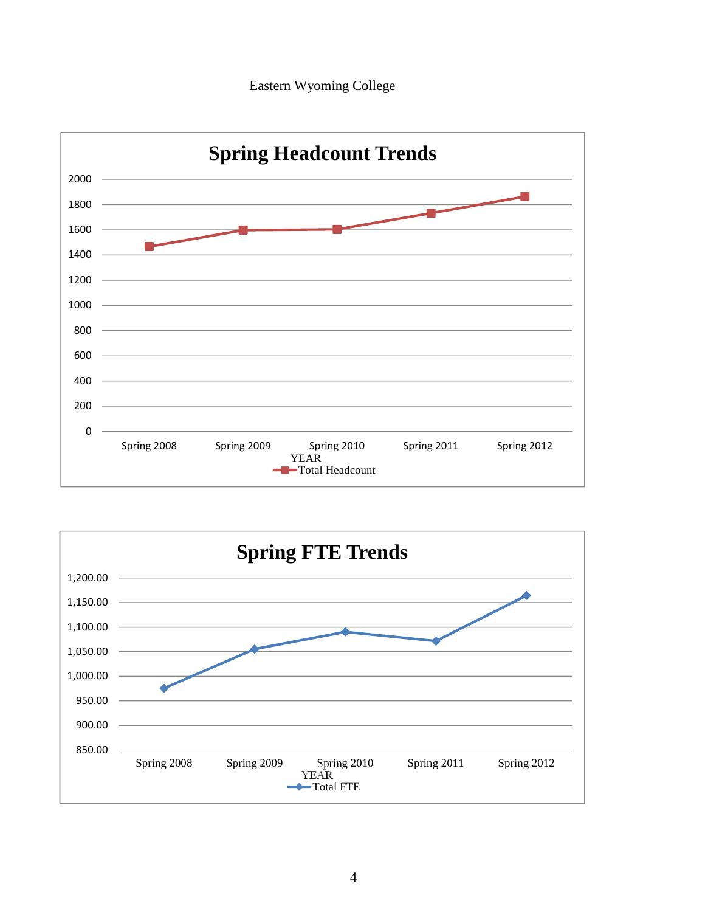Eastern Wyoming College

## Spring Headcount Trends

2000
1800
1600
1400
1200
1000
800
600
400
200
0

Spring 2008 Spring 2009 Spring 2010 Spring 2011 Spring 2012

YEAR

Total Headcount

## Spring FTE Trends

1,200.00
1,150.00
1,100.00
1,050.00
1,000.00
950.00
900.00
850.00

Spring 2008 Spring 2009 Spring 2010 Spring 2011 Spring 2012

YEAR

Total FTE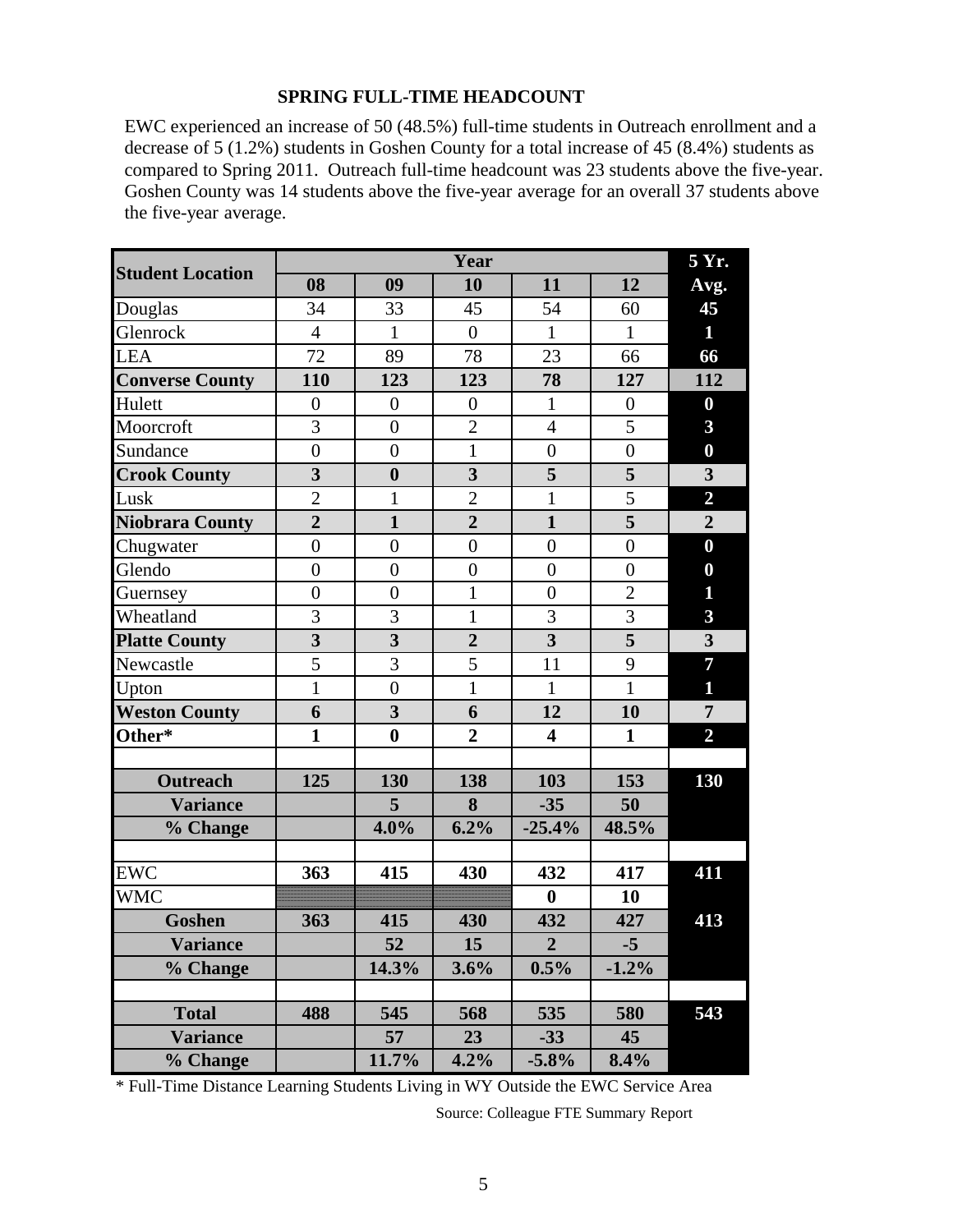### SPRING FULL-TIME HEADCOUNT

EWC experienced an increase of 50 (48.5%) full-time students in Outreach enrollment and a decrease of 5 (1.2%) students in Goshen County for a total increase of 45 (8.4%) students as compared to Spring 2011. Outreach full-time headcount was 23 students above the five-year. Goshen County was 14 students above the five-year average for an overall 37 students above the five-year average.

| Student Location | Year | | | | | 5 Yr. |
|---|---|---|---|---|---|---|
| | 08 | 09 | 10 | 11 | 12 | Avg. |
| Douglas | 34 | 33 | 45 | 54 | 60 | 45 |
| Glenrock | 4 | 1 | 0 | 1 | 1 | 1 |
| LEA | 72 | 89 | 78 | 23 | 66 | 66 |
| **Converse County** | **110** | **123** | **123** | **78** | **127** | **112** |
| Hulett | 0 | 0 | 0 | 1 | 0 | 0 |
| Moorcroft | 3 | 0 | 2 | 4 | 5 | 3 |
| Sundance | 0 | 0 | 1 | 0 | 0 | 0 |
| **Crook County** | **3** | **0** | **3** | **5** | **5** | **3** |
| Lusk | 2 | 1 | 2 | 1 | 5 | 2 |
| **Niobrara County** | **2** | **1** | **2** | **1** | **5** | **2** |
| Chugwater | 0 | 0 | 0 | 0 | 0 | 0 |
| Glendo | 0 | 0 | 0 | 0 | 0 | 0 |
| Guernsey | 0 | 0 | 1 | 0 | 2 | 1 |
| Wheatland | 3 | 3 | 1 | 3 | 3 | 3 |
| **Platte County** | **3** | **3** | **2** | **3** | **5** | **3** |
| Newcastle | 5 | 3 | 5 | 11 | 9 | 7 |
| Upton | 1 | 0 | 1 | 1 | 1 | 1 |
| **Weston County** | **6** | **3** | **6** | **12** | **10** | **7** |
| **Other*** | **1** | **0** | **2** | **4** | **1** | **2** |
| | | | | | | |
| **Outreach** | **125** | **130** | **138** | **103** | **153** | **130** |
| **Variance** | | **5** | **8** | **-35** | **50** | |
| **% Change** | | **4.0%** | **6.2%** | **-25.4%** | **48.5%** | |
| | | | | | | |
| EWC | **363** | **415** | **430** | **432** | **417** | **411** |
| WMC | | | | **0** | **10** | |
| **Goshen** | **363** | **415** | **430** | **432** | **427** | **413** |
| **Variance** | | **52** | **15** | **2** | **-5** | |
| **% Change** | | **14.3%** | **3.6%** | **0.5%** | **-1.2%** | |
| | | | | | | |
| **Total** | **488** | **545** | **568** | **535** | **580** | **543** |
| **Variance** | | **57** | **23** | **-33** | **45** | |
| **% Change** | | **11.7%** | **4.2%** | **-5.8%** | **8.4%** | |

* Full-Time Distance Learning Students Living in WY Outside the EWC Service Area

Source: Colleague FTE Summary Report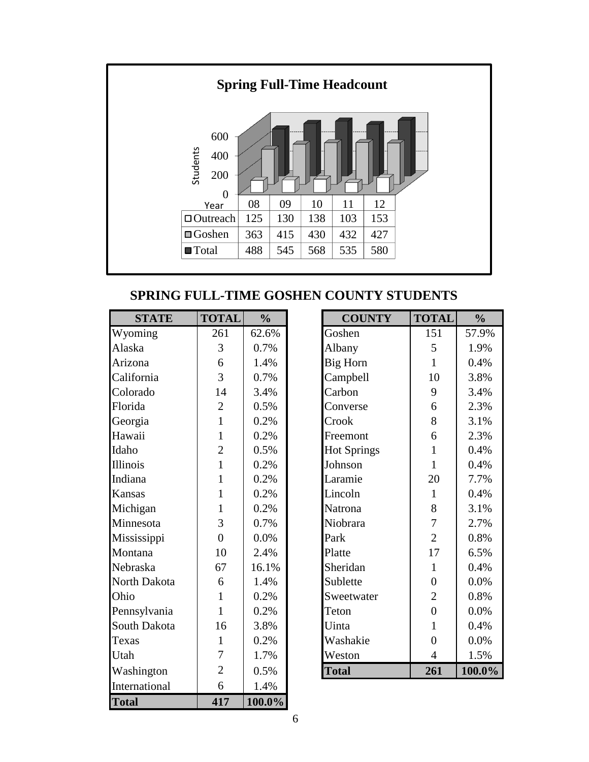## Spring Full-Time Headcount

| Year | 08 | 09 | 10 | 11 | 12 |
|---|---|---|---|---|---|
| Outreach | 125 | 130 | 138 | 103 | 153 |
| Goshen | 363 | 415 | 430 | 432 | 427 |
| Total | 488 | 545 | 568 | 535 | 580 |

## SPRING FULL-TIME GOSHEN COUNTY STUDENTS

| STATE | TOTAL | % |
|---|---|---|
| Wyoming | 261 | 62.6% |
| Alaska | 3 | 0.7% |
| Arizona | 6 | 1.4% |
| California | 3 | 0.7% |
| Colorado | 14 | 3.4% |
| Florida | 2 | 0.5% |
| Georgia | 1 | 0.2% |
| Hawaii | 1 | 0.2% |
| Idaho | 2 | 0.5% |
| Illinois | 1 | 0.2% |
| Indiana | 1 | 0.2% |
| Kansas | 1 | 0.2% |
| Michigan | 1 | 0.2% |
| Minnesota | 3 | 0.7% |
| Mississippi | 0 | 0.0% |
| Montana | 10 | 2.4% |
| Nebraska | 67 | 16.1% |
| North Dakota | 6 | 1.4% |
| Ohio | 1 | 0.2% |
| Pennsylvania | 1 | 0.2% |
| South Dakota | 16 | 3.8% |
| Texas | 1 | 0.2% |
| Utah | 7 | 1.7% |
| Washington | 2 | 0.5% |
| International | 6 | 1.4% |
| **Total** | **417** | **100.0%** |

| COUNTY | TOTAL | % |
|---|---|---|
| Goshen | 151 | 57.9% |
| Albany | 5 | 1.9% |
| Big Horn | 1 | 0.4% |
| Campbell | 10 | 3.8% |
| Carbon | 9 | 3.4% |
| Converse | 6 | 2.3% |
| Crook | 8 | 3.1% |
| Freemont | 6 | 2.3% |
| Hot Springs | 1 | 0.4% |
| Johnson | 1 | 0.4% |
| Laramie | 20 | 7.7% |
| Lincoln | 1 | 0.4% |
| Natrona | 8 | 3.1% |
| Niobrara | 7 | 2.7% |
| Park | 2 | 0.8% |
| Platte | 17 | 6.5% |
| Sheridan | 1 | 0.4% |
| Sublette | 0 | 0.0% |
| Sweetwater | 2 | 0.8% |
| Teton | 0 | 0.0% |
| Uinta | 1 | 0.4% |
| Washakie | 0 | 0.0% |
| Weston | 4 | 1.5% |
| **Total** | **261** | **100.0%** |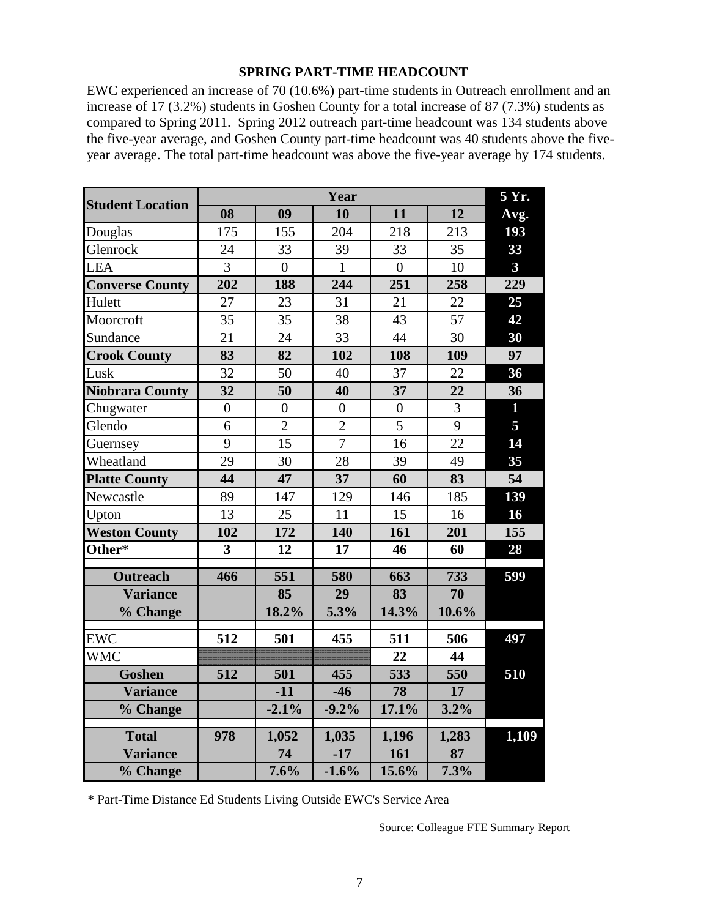## SPRING PART-TIME HEADCOUNT

EWC experienced an increase of 70 (10.6%) part-time students in Outreach enrollment and an increase of 17 (3.2%) students in Goshen County for a total increase of 87 (7.3%) students as compared to Spring 2011. Spring 2012 outreach part-time headcount was 134 students above the five-year average, and Goshen County part-time headcount was 40 students above the five-year average. The total part-time headcount was above the five-year average by 174 students.

| Student Location | Year | | | | | 5 Yr. Avg. |
|---|---|---|---|---|---|---|
| | 08 | 09 | 10 | 11 | 12 | |
| Douglas | 175 | 155 | 204 | 218 | 213 | 193 |
| Glenrock | 24 | 33 | 39 | 33 | 35 | 33 |
| LEA | 3 | 0 | 1 | 0 | 10 | 3 |
| **Converse County** | **202** | **188** | **244** | **251** | **258** | **229** |
| Hulett | 27 | 23 | 31 | 21 | 22 | 25 |
| Moorcroft | 35 | 35 | 38 | 43 | 57 | 42 |
| Sundance | 21 | 24 | 33 | 44 | 30 | 30 |
| **Crook County** | **83** | **82** | **102** | **108** | **109** | **97** |
| Lusk | 32 | 50 | 40 | 37 | 22 | 36 |
| **Niobrara County** | **32** | **50** | **40** | **37** | **22** | **36** |
| Chugwater | 0 | 0 | 0 | 0 | 3 | 1 |
| Glendo | 6 | 2 | 2 | 5 | 9 | 5 |
| Guernsey | 9 | 15 | 7 | 16 | 22 | 14 |
| Wheatland | 29 | 30 | 28 | 39 | 49 | 35 |
| **Platte County** | **44** | **47** | **37** | **60** | **83** | **54** |
| Newcastle | 89 | 147 | 129 | 146 | 185 | 139 |
| Upton | 13 | 25 | 11 | 15 | 16 | 16 |
| **Weston County** | **102** | **172** | **140** | **161** | **201** | **155** |
| **Other*** | **3** | **12** | **17** | **46** | **60** | **28** |
| **Outreach** | **466** | **551** | **580** | **663** | **733** | **599** |
| **Variance** | | **85** | **29** | **83** | **70** | |
| **% Change** | | **18.2%** | **5.3%** | **14.3%** | **10.6%** | |
| EWC | **512** | **501** | **455** | **511** | **506** | **497** |
| WMC | | | | **22** | **44** | |
| **Goshen** | **512** | **501** | **455** | **533** | **550** | **510** |
| **Variance** | | **-11** | **-46** | **78** | **17** | |
| **% Change** | | **-2.1%** | **-9.2%** | **17.1%** | **3.2%** | |
| **Total** | **978** | **1,052** | **1,035** | **1,196** | **1,283** | **1,109** |
| **Variance** | | **74** | **-17** | **161** | **87** | |
| **% Change** | | **7.6%** | **-1.6%** | **15.6%** | **7.3%** | |

\* Part-Time Distance Ed Students Living Outside EWC's Service Area

Source: Colleague FTE Summary Report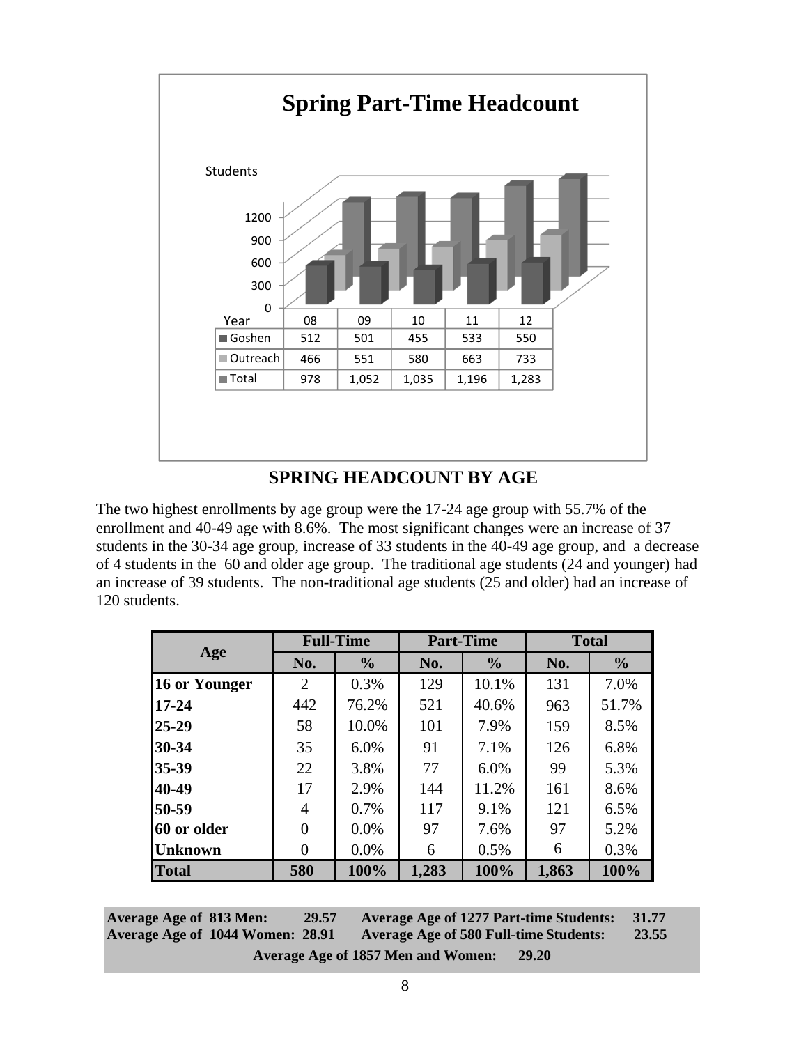## Spring Part-Time Headcount

| Year | 08 | 09 | 10 | 11 | 12 |
|---|---|---|---|---|---|
| Goshen | 512 | 501 | 455 | 533 | 550 |
| Outreach | 466 | 551 | 580 | 663 | 733 |
| Total | 978 | 1,052 | 1,035 | 1,196 | 1,283 |

## SPRING HEADCOUNT BY AGE

The two highest enrollments by age group were the 17-24 age group with 55.7% of the enrollment and 40-49 age with 8.6%. The most significant changes were an increase of 37 students in the 30-34 age group, increase of 33 students in the 40-49 age group, and a decrease of 4 students in the 60 and older age group. The traditional age students (24 and younger) had an increase of 39 students. The non-traditional age students (25 and older) had an increase of 120 students.

| Age | Full-Time | | Part-Time | | Total | |
|---|---|---|---|---|---|---|
| | No. | % | No. | % | No. | % |
| **16 or Younger** | 2 | 0.3% | 129 | 10.1% | 131 | 7.0% |
| **17-24** | 442 | 76.2% | 521 | 40.6% | 963 | 51.7% |
| **25-29** | 58 | 10.0% | 101 | 7.9% | 159 | 8.5% |
| **30-34** | 35 | 6.0% | 91 | 7.1% | 126 | 6.8% |
| **35-39** | 22 | 3.8% | 77 | 6.0% | 99 | 5.3% |
| **40-49** | 17 | 2.9% | 144 | 11.2% | 161 | 8.6% |
| **50-59** | 4 | 0.7% | 117 | 9.1% | 121 | 6.5% |
| **60 or older** | 0 | 0.0% | 97 | 7.6% | 97 | 5.2% |
| **Unknown** | 0 | 0.0% | 6 | 0.5% | 6 | 0.3% |
| **Total** | **580** | **100%** | **1,283** | **100%** | **1,863** | **100%** |

**Average Age of 813 Men: 29.57** **Average Age of 1277 Part-time Students: 31.77**
**Average Age of 1044 Women: 28.91** **Average Age of 580 Full-time Students: 23.55**
**Average Age of 1857 Men and Women: 29.20**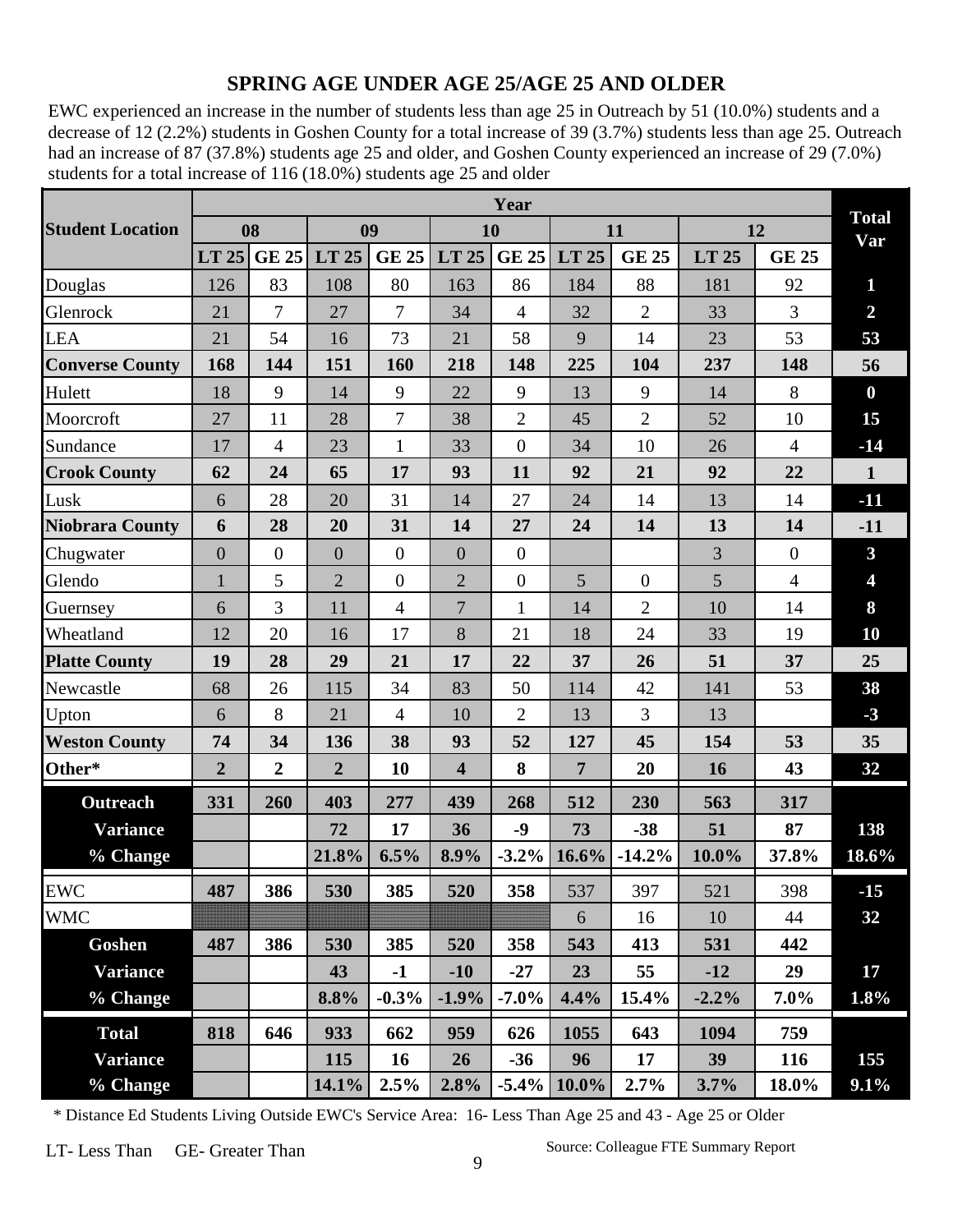## SPRING AGE UNDER AGE 25/AGE 25 AND OLDER

EWC experienced an increase in the number of students less than age 25 in Outreach by 51 (10.0%) students and a decrease of 12 (2.2%) students in Goshen County for a total increase of 39 (3.7%) students less than age 25. Outreach had an increase of 87 (37.8%) students age 25 and older, and Goshen County experienced an increase of 29 (7.0%) students for a total increase of 116 (18.0%) students age 25 and older

| Student Location | Year | | | | | | | | | | Total Var |
|---|---|---|---|---|---|---|---|---|---|---|---|
| | 08 | | 09 | | 10 | | 11 | | 12 | | |
| | LT 25 | GE 25 | LT 25 | GE 25 | LT 25 | GE 25 | LT 25 | GE 25 | LT 25 | GE 25 | |
| Douglas | 126 | 83 | 108 | 80 | 163 | 86 | 184 | 88 | 181 | 92 | 1 |
| Glenrock | 21 | 7 | 27 | 7 | 34 | 4 | 32 | 2 | 33 | 3 | 2 |
| LEA | 21 | 54 | 16 | 73 | 21 | 58 | 9 | 14 | 23 | 53 | 53 |
| **Converse County** | **168** | **144** | **151** | **160** | **218** | **148** | **225** | **104** | **237** | **148** | **56** |
| Hulett | 18 | 9 | 14 | 9 | 22 | 9 | 13 | 9 | 14 | 8 | 0 |
| Moorcroft | 27 | 11 | 28 | 7 | 38 | 2 | 45 | 2 | 52 | 10 | 15 |
| Sundance | 17 | 4 | 23 | 1 | 33 | 0 | 34 | 10 | 26 | 4 | -14 |
| **Crook County** | **62** | **24** | **65** | **17** | **93** | **11** | **92** | **21** | **92** | **22** | **1** |
| Lusk | 6 | 28 | 20 | 31 | 14 | 27 | 24 | 14 | 13 | 14 | -11 |
| **Niobrara County** | **6** | **28** | **20** | **31** | **14** | **27** | **24** | **14** | **13** | **14** | **-11** |
| Chugwater | 0 | 0 | 0 | 0 | 0 | 0 | | | 3 | 0 | 3 |
| Glendo | 1 | 5 | 2 | 0 | 2 | 0 | 5 | 0 | 5 | 4 | 4 |
| Guernsey | 6 | 3 | 11 | 4 | 7 | 1 | 14 | 2 | 10 | 14 | 8 |
| Wheatland | 12 | 20 | 16 | 17 | 8 | 21 | 18 | 24 | 33 | 19 | 10 |
| **Platte County** | **19** | **28** | **29** | **21** | **17** | **22** | **37** | **26** | **51** | **37** | **25** |
| Newcastle | 68 | 26 | 115 | 34 | 83 | 50 | 114 | 42 | 141 | 53 | 38 |
| Upton | 6 | 8 | 21 | 4 | 10 | 2 | 13 | 3 | 13 | | -3 |
| **Weston County** | **74** | **34** | **136** | **38** | **93** | **52** | **127** | **45** | **154** | **53** | **35** |
| **Other*** | **2** | **2** | **2** | **10** | **4** | **8** | **7** | **20** | **16** | **43** | **32** |
| **Outreach** | **331** | **260** | **403** | **277** | **439** | **268** | **512** | **230** | **563** | **317** | |
| **Variance** | | | **72** | **17** | **36** | **-9** | **73** | **-38** | **51** | **87** | **138** |
| **% Change** | | | **21.8%** | **6.5%** | **8.9%** | **-3.2%** | **16.6%** | **-14.2%** | **10.0%** | **37.8%** | **18.6%** |
| EWC | **487** | **386** | **530** | **385** | **520** | **358** | 537 | 397 | 521 | 398 | -15 |
| WMC | | | | | | | 6 | 16 | 10 | 44 | 32 |
| **Goshen** | **487** | **386** | **530** | **385** | **520** | **358** | **543** | **413** | **531** | **442** | |
| **Variance** | | | **43** | **-1** | **-10** | **-27** | **23** | **55** | **-12** | **29** | **17** |
| **% Change** | | | **8.8%** | **-0.3%** | **-1.9%** | **-7.0%** | **4.4%** | **15.4%** | **-2.2%** | **7.0%** | **1.8%** |
| **Total** | **818** | **646** | **933** | **662** | **959** | **626** | **1055** | **643** | **1094** | **759** | |
| **Variance** | | | **115** | **16** | **26** | **-36** | **96** | **17** | **39** | **116** | **155** |
| **% Change** | | | **14.1%** | **2.5%** | **2.8%** | **-5.4%** | **10.0%** | **2.7%** | **3.7%** | **18.0%** | **9.1%** |

\* Distance Ed Students Living Outside EWC's Service Area: 16- Less Than Age 25 and 43 - Age 25 or Older

LT- Less Than GE- Greater Than

Source: Colleague FTE Summary Report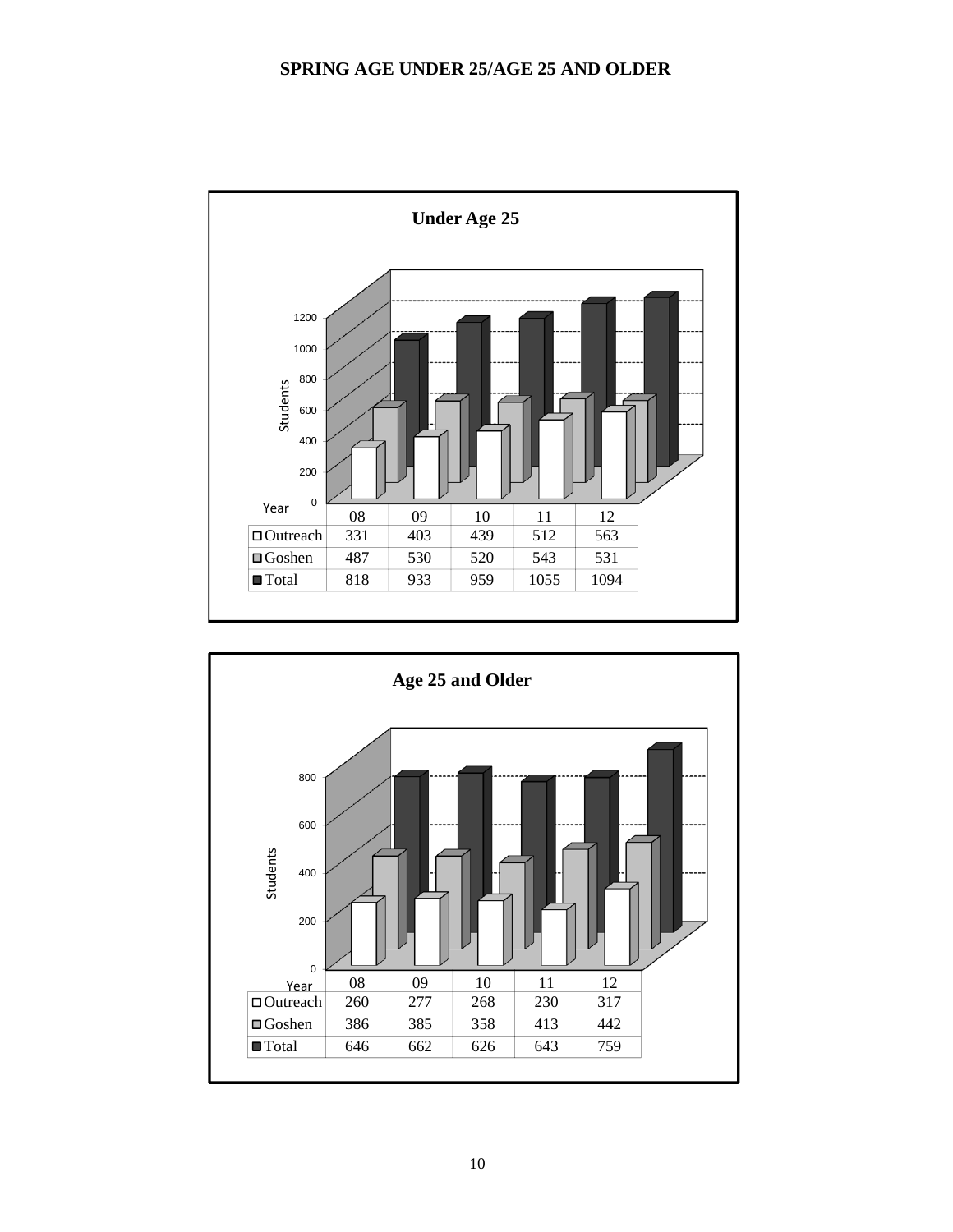# SPRING AGE UNDER 25/AGE 25 AND OLDER

## Under Age 25

| Year | 08 | 09 | 10 | 11 | 12 |
|---|---|---|---|---|---|
| Outreach | 331 | 403 | 439 | 512 | 563 |
| Goshen | 487 | 530 | 520 | 543 | 531 |
| Total | 818 | 933 | 959 | 1055 | 1094 |

## Age 25 and Older

| Year | 08 | 09 | 10 | 11 | 12 |
|---|---|---|---|---|---|
| Outreach | 260 | 277 | 268 | 230 | 317 |
| Goshen | 386 | 385 | 358 | 413 | 442 |
| Total | 646 | 662 | 626 | 643 | 759 |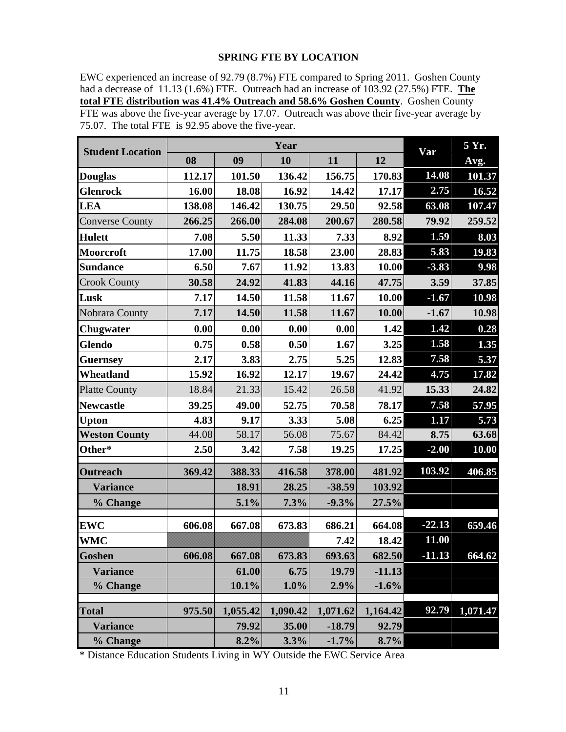## SPRING FTE BY LOCATION

EWC experienced an increase of 92.79 (8.7%) FTE compared to Spring 2011. Goshen County had a decrease of 11.13 (1.6%) FTE. Outreach had an increase of 103.92 (27.5%) FTE. **The total FTE distribution was 41.4% Outreach and 58.6% Goshen County**. Goshen County FTE was above the five-year average by 17.07. Outreach was above their five-year average by 75.07. The total FTE is 92.95 above the five-year.

| Student Location | Year | | | | | Var | 5 Yr. Avg. |
|---|---|---|---|---|---|---|---|
| | 08 | 09 | 10 | 11 | 12 | | |
| **Douglas** | 112.17 | 101.50 | 136.42 | 156.75 | 170.83 | 14.08 | 101.37 |
| **Glenrock** | 16.00 | 18.08 | 16.92 | 14.42 | 17.17 | 2.75 | 16.52 |
| **LEA** | 138.08 | 146.42 | 130.75 | 29.50 | 92.58 | 63.08 | 107.47 |
| Converse County | 266.25 | 266.00 | 284.08 | 200.67 | 280.58 | 79.92 | 259.52 |
| **Hulett** | 7.08 | 5.50 | 11.33 | 7.33 | 8.92 | 1.59 | 8.03 |
| **Moorcroft** | 17.00 | 11.75 | 18.58 | 23.00 | 28.83 | 5.83 | 19.83 |
| **Sundance** | 6.50 | 7.67 | 11.92 | 13.83 | 10.00 | -3.83 | 9.98 |
| Crook County | 30.58 | 24.92 | 41.83 | 44.16 | 47.75 | 3.59 | 37.85 |
| **Lusk** | 7.17 | 14.50 | 11.58 | 11.67 | 10.00 | -1.67 | 10.98 |
| Nobrara County | 7.17 | 14.50 | 11.58 | 11.67 | 10.00 | -1.67 | 10.98 |
| **Chugwater** | 0.00 | 0.00 | 0.00 | 0.00 | 1.42 | 1.42 | 0.28 |
| **Glendo** | 0.75 | 0.58 | 0.50 | 1.67 | 3.25 | 1.58 | 1.35 |
| **Guernsey** | 2.17 | 3.83 | 2.75 | 5.25 | 12.83 | 7.58 | 5.37 |
| **Wheatland** | 15.92 | 16.92 | 12.17 | 19.67 | 24.42 | 4.75 | 17.82 |
| Platte County | 18.84 | 21.33 | 15.42 | 26.58 | 41.92 | 15.33 | 24.82 |
| **Newcastle** | 39.25 | 49.00 | 52.75 | 70.58 | 78.17 | 7.58 | 57.95 |
| **Upton** | 4.83 | 9.17 | 3.33 | 5.08 | 6.25 | 1.17 | 5.73 |
| **Weston County** | 44.08 | 58.17 | 56.08 | 75.67 | 84.42 | 8.75 | 63.68 |
| **Other*** | 2.50 | 3.42 | 7.58 | 19.25 | 17.25 | -2.00 | 10.00 |
| **Outreach** | 369.42 | 388.33 | 416.58 | 378.00 | 481.92 | 103.92 | 406.85 |
| **Variance** | | 18.91 | 28.25 | -38.59 | 103.92 | | |
| **% Change** | | 5.1% | 7.3% | -9.3% | 27.5% | | |
| **EWC** | 606.08 | 667.08 | 673.83 | 686.21 | 664.08 | -22.13 | 659.46 |
| **WMC** | | | | 7.42 | 18.42 | 11.00 | |
| **Goshen** | 606.08 | 667.08 | 673.83 | 693.63 | 682.50 | -11.13 | 664.62 |
| **Variance** | | 61.00 | 6.75 | 19.79 | -11.13 | | |
| **% Change** | | 10.1% | 1.0% | 2.9% | -1.6% | | |
| **Total** | 975.50 | 1,055.42 | 1,090.42 | 1,071.62 | 1,164.42 | 92.79 | 1,071.47 |
| **Variance** | | 79.92 | 35.00 | -18.79 | 92.79 | | |
| **% Change** | | 8.2% | 3.3% | -1.7% | 8.7% | | |

\* Distance Education Students Living in WY Outside the EWC Service Area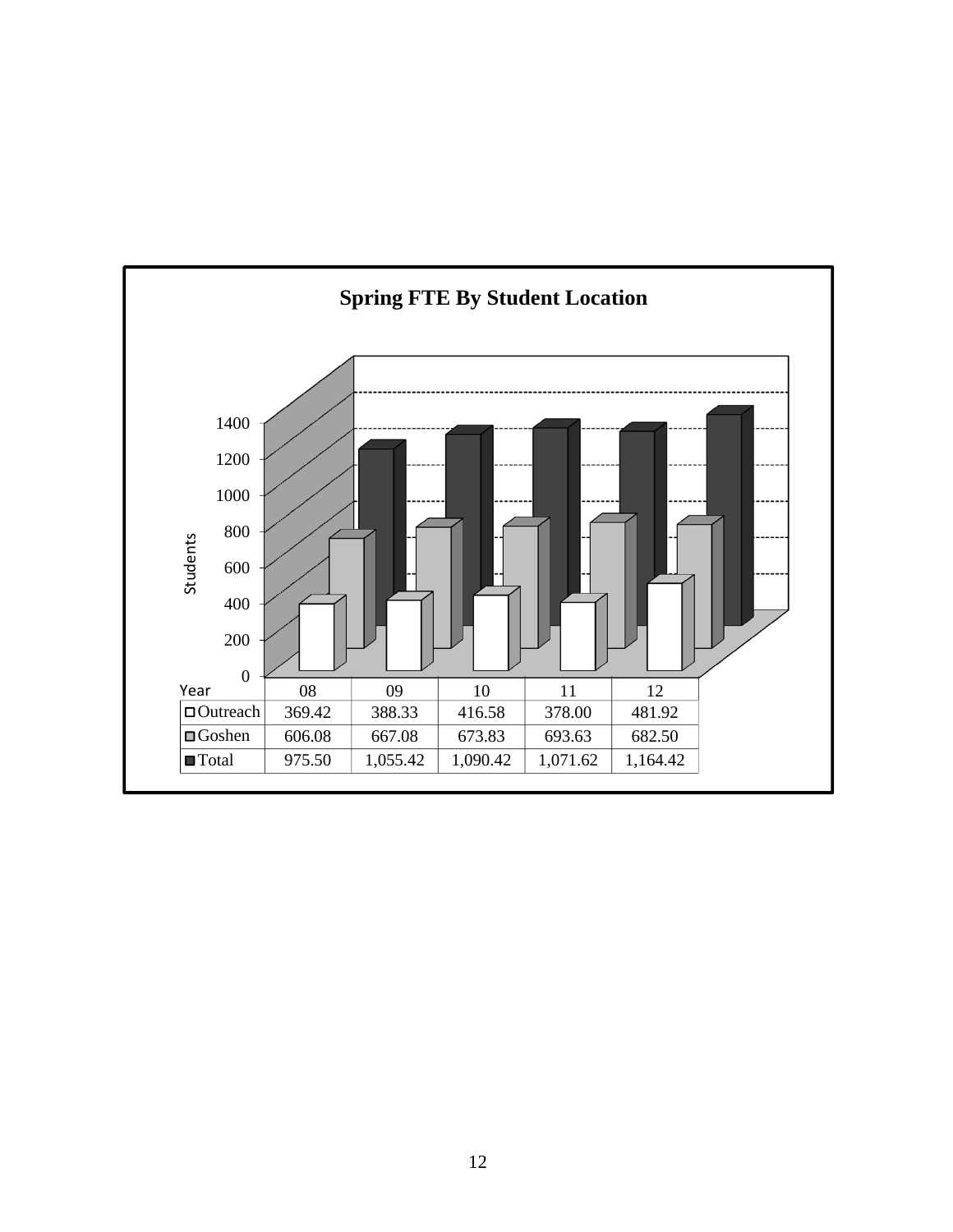**Spring FTE By Student Location**

| Year | 08 | 09 | 10 | 11 | 12 |
|---|---|---|---|---|---|
| Outreach | 369.42 | 388.33 | 416.58 | 378.00 | 481.92 |
| Goshen | 606.08 | 667.08 | 673.83 | 693.63 | 682.50 |
| Total | 975.50 | 1,055.42 | 1,090.42 | 1,071.62 | 1,164.42 |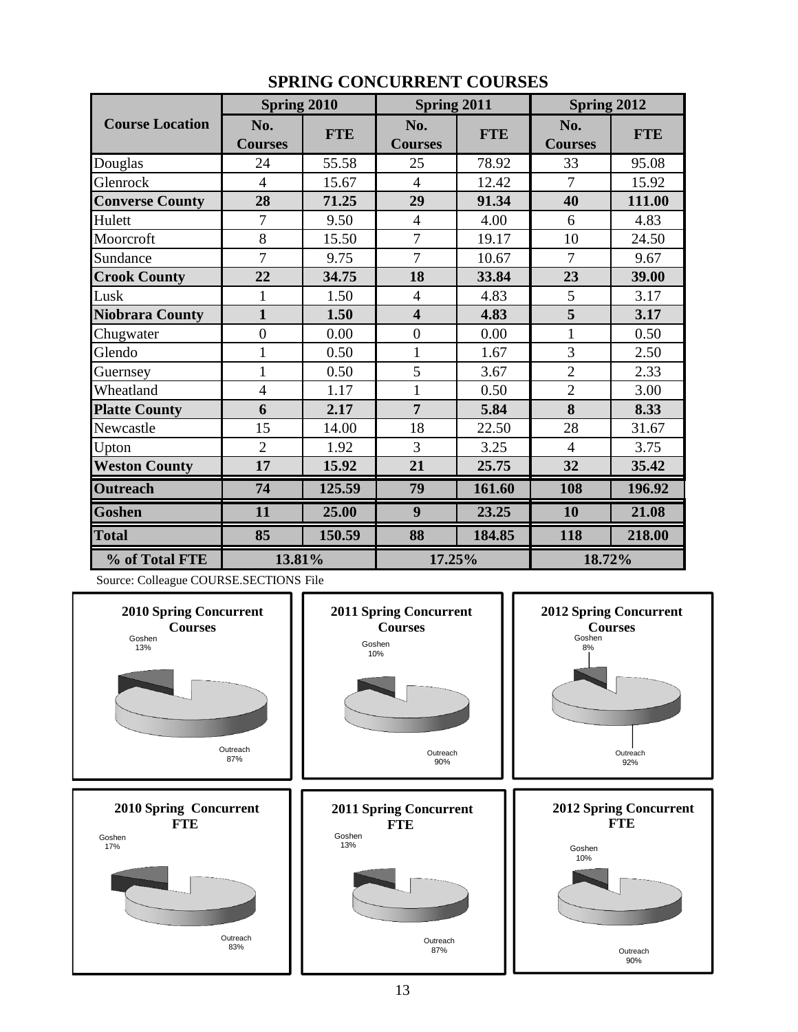# SPRING CONCURRENT COURSES

| Course Location | Spring 2010 | | Spring 2011 | | Spring 2012 | |
|---|---|---|---|---|---|---|
| | No. Courses | FTE | No. Courses | FTE | No. Courses | FTE |
| Douglas | 24 | 55.58 | 25 | 78.92 | 33 | 95.08 |
| Glenrock | 4 | 15.67 | 4 | 12.42 | 7 | 15.92 |
| **Converse County** | **28** | **71.25** | **29** | **91.34** | **40** | **111.00** |
| Hulett | 7 | 9.50 | 4 | 4.00 | 6 | 4.83 |
| Moorcroft | 8 | 15.50 | 7 | 19.17 | 10 | 24.50 |
| Sundance | 7 | 9.75 | 7 | 10.67 | 7 | 9.67 |
| **Crook County** | **22** | **34.75** | **18** | **33.84** | **23** | **39.00** |
| Lusk | 1 | 1.50 | 4 | 4.83 | 5 | 3.17 |
| **Niobrara County** | **1** | **1.50** | **4** | **4.83** | **5** | **3.17** |
| Chugwater | 0 | 0.00 | 0 | 0.00 | 1 | 0.50 |
| Glendo | 1 | 0.50 | 1 | 1.67 | 3 | 2.50 |
| Guernsey | 1 | 0.50 | 5 | 3.67 | 2 | 2.33 |
| Wheatland | 4 | 1.17 | 1 | 0.50 | 2 | 3.00 |
| **Platte County** | **6** | **2.17** | **7** | **5.84** | **8** | **8.33** |
| Newcastle | 15 | 14.00 | 18 | 22.50 | 28 | 31.67 |
| Upton | 2 | 1.92 | 3 | 3.25 | 4 | 3.75 |
| **Weston County** | **17** | **15.92** | **21** | **25.75** | **32** | **35.42** |
| **Outreach** | **74** | **125.59** | **79** | **161.60** | **108** | **196.92** |
| **Goshen** | **11** | **25.00** | **9** | **23.25** | **10** | **21.08** |
| **Total** | **85** | **150.59** | **88** | **184.85** | **118** | **218.00** |
| **% of Total FTE** | **13.81%** | | **17.25%** | | **18.72%** | |

Source: Colleague COURSE.SECTIONS File

**2010 Spring Concurrent Courses**
Goshen 13%
Outreach 87%

**2011 Spring Concurrent Courses**
Goshen 10%
Outreach 90%

**2012 Spring Concurrent Courses**
Goshen 8%
Outreach 92%

**2010 Spring Concurrent FTE**
Goshen 17%
Outreach 83%

**2011 Spring Concurrent FTE**
Goshen 13%
Outreach 87%

**2012 Spring Concurrent FTE**
Goshen 10%
Outreach 90%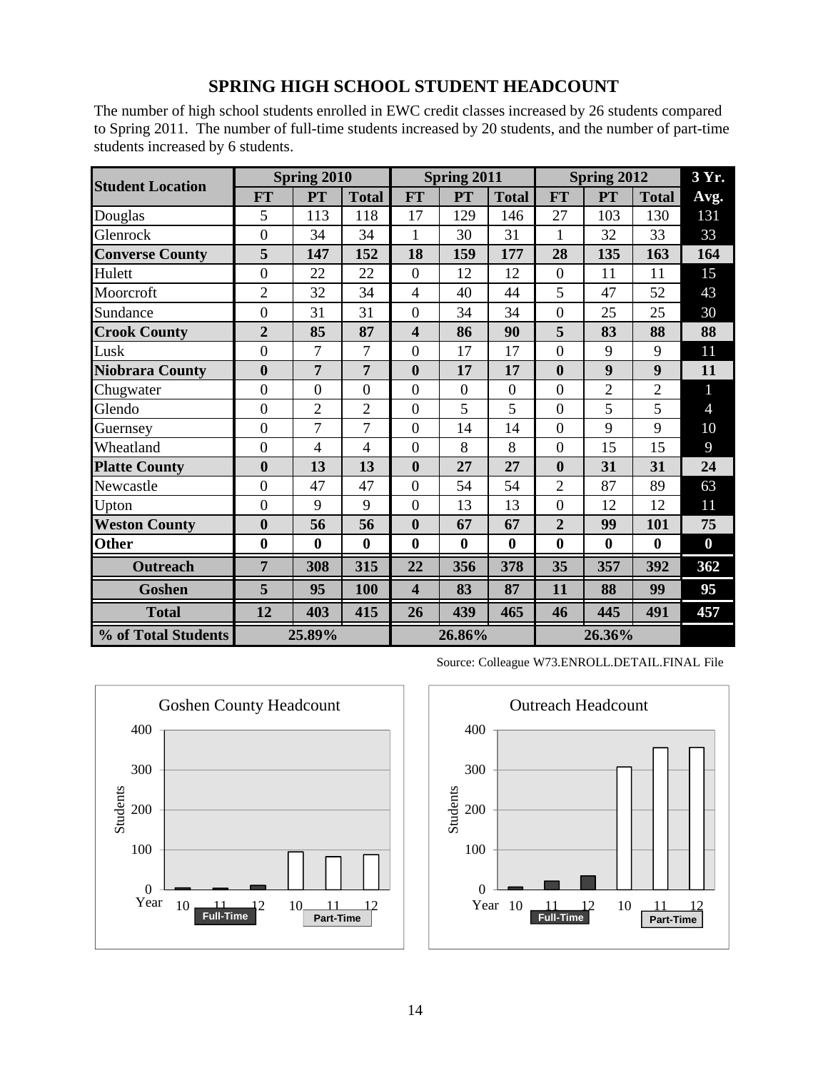## SPRING HIGH SCHOOL STUDENT HEADCOUNT

The number of high school students enrolled in EWC credit classes increased by 26 students compared to Spring 2011. The number of full-time students increased by 20 students, and the number of part-time students increased by 6 students.

| Student Location | Spring 2010 | | | Spring 2011 | | | Spring 2012 | | | 3 Yr. Avg. |
|---|---|---|---|---|---|---|---|---|---|---|
| | FT | PT | Total | FT | PT | Total | FT | PT | Total | |
| Douglas | 5 | 113 | 118 | 17 | 129 | 146 | 27 | 103 | 130 | 131 |
| Glenrock | 0 | 34 | 34 | 1 | 30 | 31 | 1 | 32 | 33 | 33 |
| **Converse County** | **5** | **147** | **152** | **18** | **159** | **177** | **28** | **135** | **163** | **164** |
| Hulett | 0 | 22 | 22 | 0 | 12 | 12 | 0 | 11 | 11 | 15 |
| Moorcroft | 2 | 32 | 34 | 4 | 40 | 44 | 5 | 47 | 52 | 43 |
| Sundance | 0 | 31 | 31 | 0 | 34 | 34 | 0 | 25 | 25 | 30 |
| **Crook County** | **2** | **85** | **87** | **4** | **86** | **90** | **5** | **83** | **88** | **88** |
| Lusk | 0 | 7 | 7 | 0 | 17 | 17 | 0 | 9 | 9 | 11 |
| **Niobrara County** | **0** | **7** | **7** | **0** | **17** | **17** | **0** | **9** | **9** | **11** |
| Chugwater | 0 | 0 | 0 | 0 | 0 | 0 | 0 | 2 | 2 | 1 |
| Glendo | 0 | 2 | 2 | 0 | 5 | 5 | 0 | 5 | 5 | 4 |
| Guernsey | 0 | 7 | 7 | 0 | 14 | 14 | 0 | 9 | 9 | 10 |
| Wheatland | 0 | 4 | 4 | 0 | 8 | 8 | 0 | 15 | 15 | 9 |
| **Platte County** | **0** | **13** | **13** | **0** | **27** | **27** | **0** | **31** | **31** | **24** |
| Newcastle | 0 | 47 | 47 | 0 | 54 | 54 | 2 | 87 | 89 | 63 |
| Upton | 0 | 9 | 9 | 0 | 13 | 13 | 0 | 12 | 12 | 11 |
| **Weston County** | **0** | **56** | **56** | **0** | **67** | **67** | **2** | **99** | **101** | **75** |
| **Other** | **0** | **0** | **0** | **0** | **0** | **0** | **0** | **0** | **0** | **0** |
| **Outreach** | **7** | **308** | **315** | **22** | **356** | **378** | **35** | **357** | **392** | **362** |
| **Goshen** | **5** | **95** | **100** | **4** | **83** | **87** | **11** | **88** | **99** | **95** |
| **Total** | **12** | **403** | **415** | **26** | **439** | **465** | **46** | **445** | **491** | **457** |
| **% of Total Students** | **25.89%** | | | **26.86%** | | | **26.36%** | | | |

Source: Colleague W73.ENROLL.DETAIL.FINAL File

Goshen County Headcount

Outreach Headcount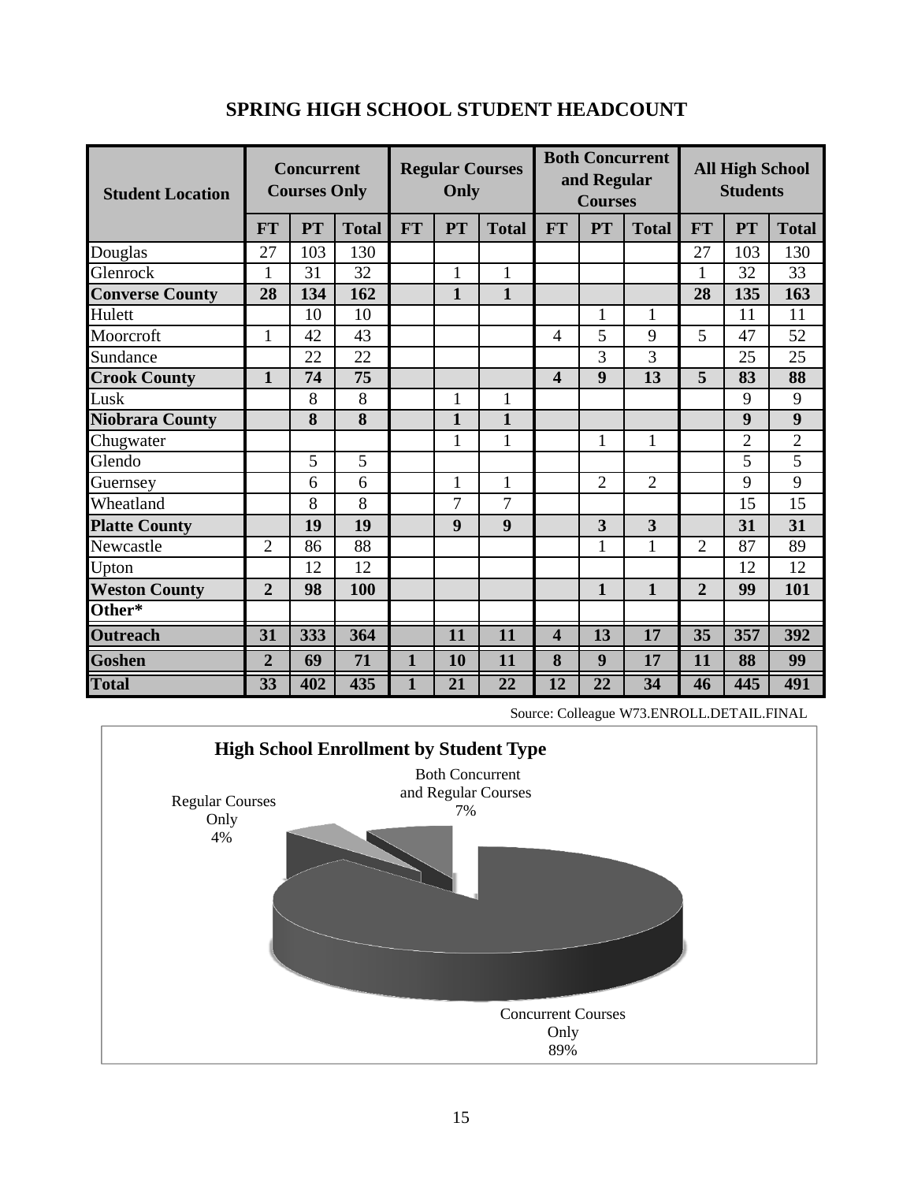# SPRING HIGH SCHOOL STUDENT HEADCOUNT

| Student Location | Concurrent Courses Only | | | Regular Courses Only | | | Both Concurrent and Regular Courses | | | All High School Students | | |
|---|---|---|---|---|---|---|---|---|---|---|---|---|
| | FT | PT | Total | FT | PT | Total | FT | PT | Total | FT | PT | Total |
| Douglas | 27 | 103 | 130 | | | | | | | 27 | 103 | 130 |
| Glenrock | 1 | 31 | 32 | | 1 | 1 | | | | 1 | 32 | 33 |
| **Converse County** | **28** | **134** | **162** | | **1** | **1** | | | | **28** | **135** | **163** |
| Hulett | | 10 | 10 | | | | | 1 | 1 | | 11 | 11 |
| Moorcroft | 1 | 42 | 43 | | | | 4 | 5 | 9 | 5 | 47 | 52 |
| Sundance | | 22 | 22 | | | | | 3 | 3 | | 25 | 25 |
| **Crook County** | **1** | **74** | **75** | | | | **4** | **9** | **13** | **5** | **83** | **88** |
| Lusk | | 8 | 8 | | 1 | 1 | | | | | 9 | 9 |
| **Niobrara County** | | **8** | **8** | | **1** | **1** | | | | | **9** | **9** |
| Chugwater | | | | | 1 | 1 | | 1 | 1 | | 2 | 2 |
| Glendo | | 5 | 5 | | | | | | | | 5 | 5 |
| Guernsey | | 6 | 6 | | 1 | 1 | | 2 | 2 | | 9 | 9 |
| Wheatland | | 8 | 8 | | 7 | 7 | | | | | 15 | 15 |
| **Platte County** | | **19** | **19** | | **9** | **9** | | **3** | **3** | | **31** | **31** |
| Newcastle | 2 | 86 | 88 | | | | | 1 | 1 | 2 | 87 | 89 |
| Upton | | 12 | 12 | | | | | | | | 12 | 12 |
| **Weston County** | **2** | **98** | **100** | | | | | **1** | **1** | **2** | **99** | **101** |
| **Other*** | | | | | | | | | | | | |
| **Outreach** | **31** | **333** | **364** | | **11** | **11** | **4** | **13** | **17** | **35** | **357** | **392** |
| **Goshen** | **2** | **69** | **71** | **1** | **10** | **11** | **8** | **9** | **17** | **11** | **88** | **99** |
| **Total** | **33** | **402** | **435** | **1** | **21** | **22** | **12** | **22** | **34** | **46** | **445** | **491** |

Source: Colleague W73.ENROLL.DETAIL.FINAL

**High School Enrollment by Student Type**

| Student Type | Percent |
|---|---|
| Concurrent Courses Only | 89% |
| Regular Courses Only | 4% |
| Both Concurrent and Regular Courses | 7% |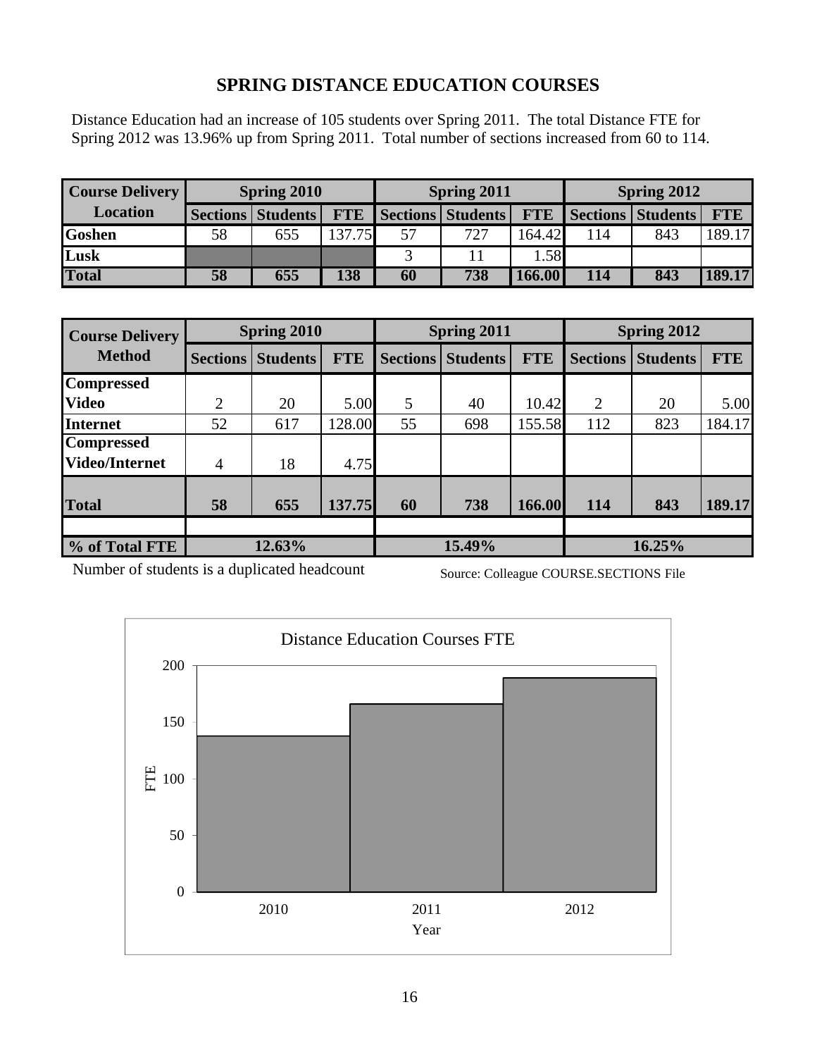# SPRING DISTANCE EDUCATION COURSES

Distance Education had an increase of 105 students over Spring 2011. The total Distance FTE for Spring 2012 was 13.96% up from Spring 2011. Total number of sections increased from 60 to 114.

| Course Delivery Location | Spring 2010 | | | Spring 2011 | | | Spring 2012 | | |
|---|---|---|---|---|---|---|---|---|---|
| | Sections | Students | FTE | Sections | Students | FTE | Sections | Students | FTE |
| **Goshen** | 58 | 655 | 137.75 | 57 | 727 | 164.42 | 114 | 843 | 189.17 |
| **Lusk** | | | | 3 | 11 | 1.58 | | | |
| **Total** | **58** | **655** | **138** | **60** | **738** | **166.00** | **114** | **843** | **189.17** |

| Course Delivery Method | Spring 2010 | | | Spring 2011 | | | Spring 2012 | | |
|---|---|---|---|---|---|---|---|---|---|
| | Sections | Students | FTE | Sections | Students | FTE | Sections | Students | FTE |
| **Compressed Video** | 2 | 20 | 5.00 | 5 | 40 | 10.42 | 2 | 20 | 5.00 |
| **Internet** | 52 | 617 | 128.00 | 55 | 698 | 155.58 | 112 | 823 | 184.17 |
| **Compressed Video/Internet** | 4 | 18 | 4.75 | | | | | | |
| **Total** | **58** | **655** | **137.75** | **60** | **738** | **166.00** | **114** | **843** | **189.17** |
| **% of Total FTE** | **12.63%** | | | **15.49%** | | | **16.25%** | | |

Number of students is a duplicated headcount

Source: Colleague COURSE.SECTIONS File

Distance Education Courses FTE

| Year | FTE |
|---|---|
| 2010 | 137.75 |
| 2011 | 166.00 |
| 2012 | 189.17 |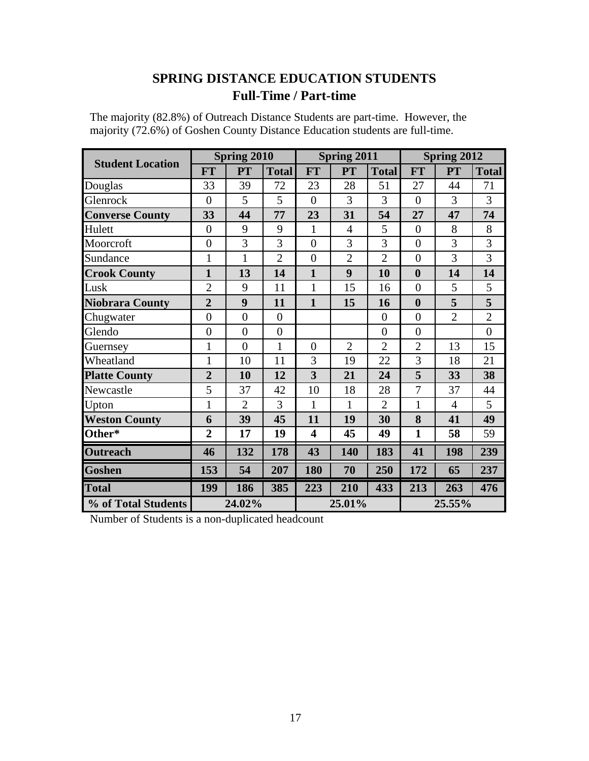# SPRING DISTANCE EDUCATION STUDENTS
## Full-Time / Part-time

The majority (82.8%) of Outreach Distance Students are part-time. However, the majority (72.6%) of Goshen County Distance Education students are full-time.

| Student Location | Spring 2010 | | | Spring 2011 | | | Spring 2012 | | |
|---|---|---|---|---|---|---|---|---|---|
| | FT | PT | Total | FT | PT | Total | FT | PT | Total |
| Douglas | 33 | 39 | 72 | 23 | 28 | 51 | 27 | 44 | 71 |
| Glenrock | 0 | 5 | 5 | 0 | 3 | 3 | 0 | 3 | 3 |
| **Converse County** | **33** | **44** | **77** | **23** | **31** | **54** | **27** | **47** | **74** |
| Hulett | 0 | 9 | 9 | 1 | 4 | 5 | 0 | 8 | 8 |
| Moorcroft | 0 | 3 | 3 | 0 | 3 | 3 | 0 | 3 | 3 |
| Sundance | 1 | 1 | 2 | 0 | 2 | 2 | 0 | 3 | 3 |
| **Crook County** | **1** | **13** | **14** | **1** | **9** | **10** | **0** | **14** | **14** |
| Lusk | 2 | 9 | 11 | 1 | 15 | 16 | 0 | 5 | 5 |
| **Niobrara County** | **2** | **9** | **11** | **1** | **15** | **16** | **0** | **5** | **5** |
| Chugwater | 0 | 0 | 0 | | | 0 | 0 | 2 | 2 |
| Glendo | 0 | 0 | 0 | | | 0 | 0 | | 0 |
| Guernsey | 1 | 0 | 1 | 0 | 2 | 2 | 2 | 13 | 15 |
| Wheatland | 1 | 10 | 11 | 3 | 19 | 22 | 3 | 18 | 21 |
| **Platte County** | **2** | **10** | **12** | **3** | **21** | **24** | **5** | **33** | **38** |
| Newcastle | 5 | 37 | 42 | 10 | 18 | 28 | 7 | 37 | 44 |
| Upton | 1 | 2 | 3 | 1 | 1 | 2 | 1 | 4 | 5 |
| **Weston County** | **6** | **39** | **45** | **11** | **19** | **30** | **8** | **41** | **49** |
| **Other*** | **2** | **17** | **19** | **4** | **45** | **49** | **1** | **58** | 59 |
| **Outreach** | **46** | **132** | **178** | **43** | **140** | **183** | **41** | **198** | **239** |
| **Goshen** | **153** | **54** | **207** | **180** | **70** | **250** | **172** | **65** | **237** |
| **Total** | **199** | **186** | **385** | **223** | **210** | **433** | **213** | **263** | **476** |
| **% of Total Students** | **24.02%** | | | **25.01%** | | | **25.55%** | | |

Number of Students is a non-duplicated headcount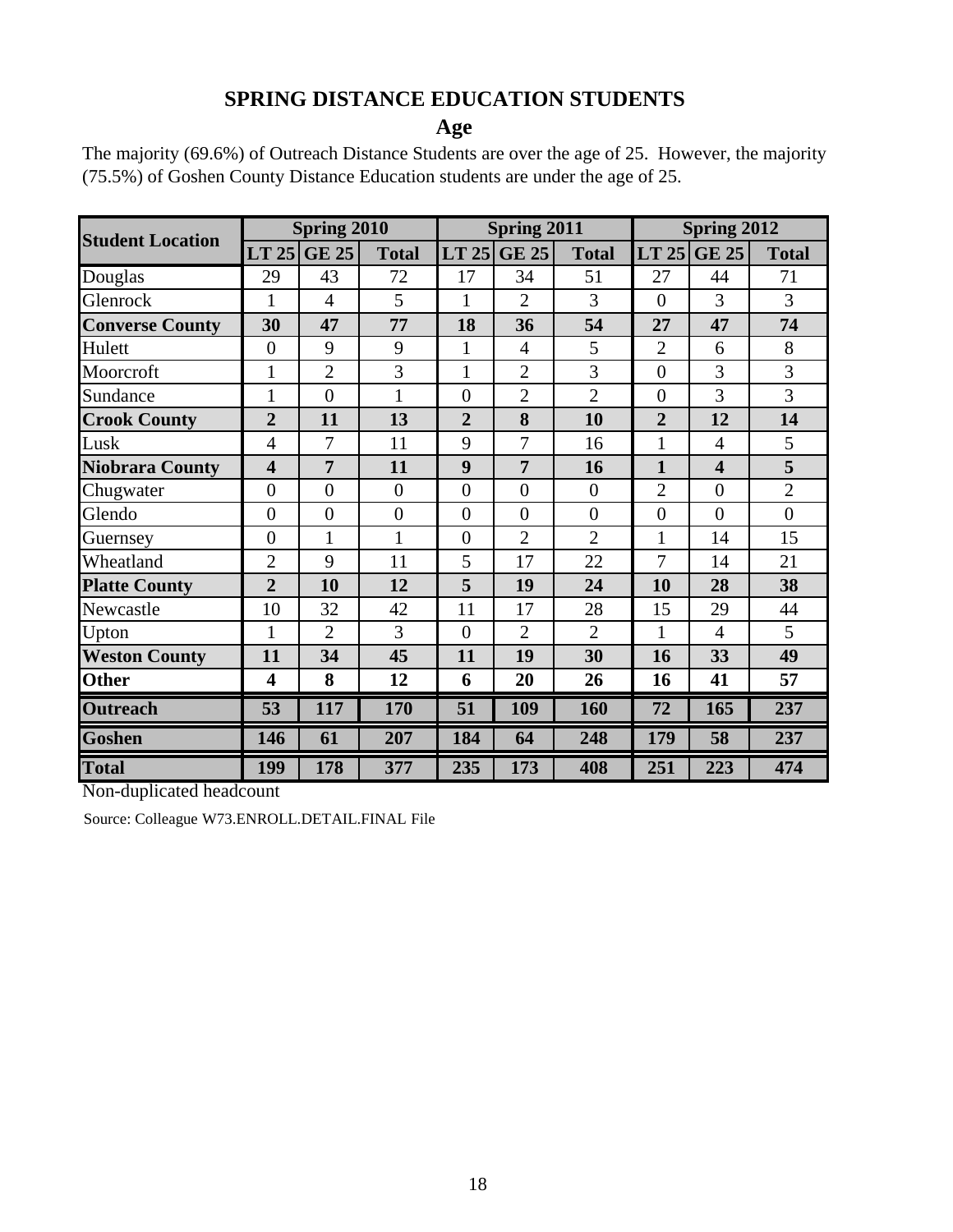## SPRING DISTANCE EDUCATION STUDENTS

### Age

The majority (69.6%) of Outreach Distance Students are over the age of 25. However, the majority (75.5%) of Goshen County Distance Education students are under the age of 25.

| Student Location | Spring 2010 | | | Spring 2011 | | | Spring 2012 | | |
|---|---|---|---|---|---|---|---|---|---|
| | LT 25 | GE 25 | Total | LT 25 | GE 25 | Total | LT 25 | GE 25 | Total |
| Douglas | 29 | 43 | 72 | 17 | 34 | 51 | 27 | 44 | 71 |
| Glenrock | 1 | 4 | 5 | 1 | 2 | 3 | 0 | 3 | 3 |
| **Converse County** | **30** | **47** | **77** | **18** | **36** | **54** | **27** | **47** | **74** |
| Hulett | 0 | 9 | 9 | 1 | 4 | 5 | 2 | 6 | 8 |
| Moorcroft | 1 | 2 | 3 | 1 | 2 | 3 | 0 | 3 | 3 |
| Sundance | 1 | 0 | 1 | 0 | 2 | 2 | 0 | 3 | 3 |
| **Crook County** | **2** | **11** | **13** | **2** | **8** | **10** | **2** | **12** | **14** |
| Lusk | 4 | 7 | 11 | 9 | 7 | 16 | 1 | 4 | 5 |
| **Niobrara County** | **4** | **7** | **11** | **9** | **7** | **16** | **1** | **4** | **5** |
| Chugwater | 0 | 0 | 0 | 0 | 0 | 0 | 2 | 0 | 2 |
| Glendo | 0 | 0 | 0 | 0 | 0 | 0 | 0 | 0 | 0 |
| Guernsey | 0 | 1 | 1 | 0 | 2 | 2 | 1 | 14 | 15 |
| Wheatland | 2 | 9 | 11 | 5 | 17 | 22 | 7 | 14 | 21 |
| **Platte County** | **2** | **10** | **12** | **5** | **19** | **24** | **10** | **28** | **38** |
| Newcastle | 10 | 32 | 42 | 11 | 17 | 28 | 15 | 29 | 44 |
| Upton | 1 | 2 | 3 | 0 | 2 | 2 | 1 | 4 | 5 |
| **Weston County** | **11** | **34** | **45** | **11** | **19** | **30** | **16** | **33** | **49** |
| **Other** | **4** | **8** | **12** | **6** | **20** | **26** | **16** | **41** | **57** |
| **Outreach** | **53** | **117** | **170** | **51** | **109** | **160** | **72** | **165** | **237** |
| **Goshen** | **146** | **61** | **207** | **184** | **64** | **248** | **179** | **58** | **237** |
| **Total** | **199** | **178** | **377** | **235** | **173** | **408** | **251** | **223** | **474** |

Non-duplicated headcount

Source: Colleague W73.ENROLL.DETAIL.FINAL File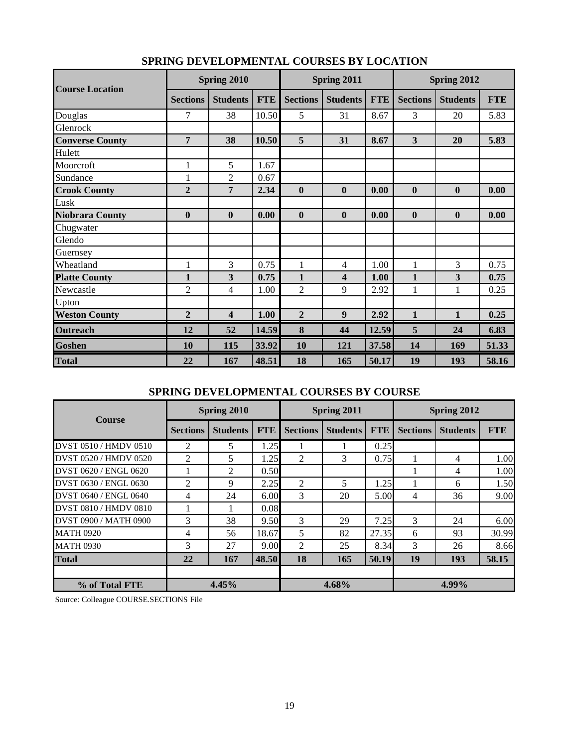## SPRING DEVELOPMENTAL COURSES BY LOCATION

| Course Location | Spring 2010 | | | Spring 2011 | | | Spring 2012 | | |
|---|---|---|---|---|---|---|---|---|---|
| | Sections | Students | FTE | Sections | Students | FTE | Sections | Students | FTE |
| Douglas | 7 | 38 | 10.50 | 5 | 31 | 8.67 | 3 | 20 | 5.83 |
| Glenrock | | | | | | | | | |
| **Converse County** | **7** | **38** | **10.50** | **5** | **31** | **8.67** | **3** | **20** | **5.83** |
| Hulett | | | | | | | | | |
| Moorcroft | 1 | 5 | 1.67 | | | | | | |
| Sundance | 1 | 2 | 0.67 | | | | | | |
| **Crook County** | **2** | **7** | **2.34** | **0** | **0** | **0.00** | **0** | **0** | **0.00** |
| Lusk | | | | | | | | | |
| **Niobrara County** | **0** | **0** | **0.00** | **0** | **0** | **0.00** | **0** | **0** | **0.00** |
| Chugwater | | | | | | | | | |
| Glendo | | | | | | | | | |
| Guernsey | | | | | | | | | |
| Wheatland | 1 | 3 | 0.75 | 1 | 4 | 1.00 | 1 | 3 | 0.75 |
| **Platte County** | **1** | **3** | **0.75** | **1** | **4** | **1.00** | **1** | **3** | **0.75** |
| Newcastle | 2 | 4 | 1.00 | 2 | 9 | 2.92 | 1 | 1 | 0.25 |
| Upton | | | | | | | | | |
| **Weston County** | **2** | **4** | **1.00** | **2** | **9** | **2.92** | **1** | **1** | **0.25** |
| **Outreach** | **12** | **52** | **14.59** | **8** | **44** | **12.59** | **5** | **24** | **6.83** |
| **Goshen** | **10** | **115** | **33.92** | **10** | **121** | **37.58** | **14** | **169** | **51.33** |
| **Total** | **22** | **167** | **48.51** | **18** | **165** | **50.17** | **19** | **193** | **58.16** |

## SPRING DEVELOPMENTAL COURSES BY COURSE

| Course | Spring 2010 | | | Spring 2011 | | | Spring 2012 | | |
|---|---|---|---|---|---|---|---|---|---|
| | Sections | Students | FTE | Sections | Students | FTE | Sections | Students | FTE |
| DVST 0510 / HMDV 0510 | 2 | 5 | 1.25 | 1 | 1 | 0.25 | | | |
| DVST 0520 / HMDV 0520 | 2 | 5 | 1.25 | 2 | 3 | 0.75 | 1 | 4 | 1.00 |
| DVST 0620 / ENGL 0620 | 1 | 2 | 0.50 | | | | 1 | 4 | 1.00 |
| DVST 0630 / ENGL 0630 | 2 | 9 | 2.25 | 2 | 5 | 1.25 | 1 | 6 | 1.50 |
| DVST 0640 / ENGL 0640 | 4 | 24 | 6.00 | 3 | 20 | 5.00 | 4 | 36 | 9.00 |
| DVST 0810 / HMDV 0810 | 1 | 1 | 0.08 | | | | | | |
| DVST 0900 / MATH 0900 | 3 | 38 | 9.50 | 3 | 29 | 7.25 | 3 | 24 | 6.00 |
| MATH 0920 | 4 | 56 | 18.67 | 5 | 82 | 27.35 | 6 | 93 | 30.99 |
| MATH 0930 | 3 | 27 | 9.00 | 2 | 25 | 8.34 | 3 | 26 | 8.66 |
| **Total** | **22** | **167** | **48.50** | **18** | **165** | **50.19** | **19** | **193** | **58.15** |
| | | | | | | | | | |
| **% of Total FTE** | **4.45%** | | | **4.68%** | | | **4.99%** | | |

Source: Colleague COURSE.SECTIONS File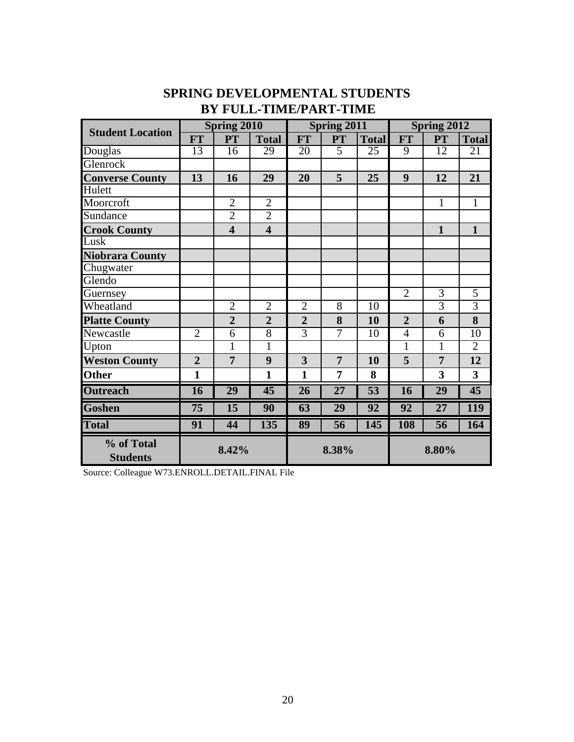## SPRING DEVELOPMENTAL STUDENTS BY FULL-TIME/PART-TIME

| Student Location | Spring 2010 | | | Spring 2011 | | | Spring 2012 | | |
|---|---|---|---|---|---|---|---|---|---|
| | FT | PT | Total | FT | PT | Total | FT | PT | Total |
| Douglas | 13 | 16 | 29 | 20 | 5 | 25 | 9 | 12 | 21 |
| Glenrock | | | | | | | | | |
| **Converse County** | **13** | **16** | **29** | **20** | **5** | **25** | **9** | **12** | **21** |
| Hulett | | | | | | | | | |
| Moorcroft | | 2 | 2 | | | | | 1 | 1 |
| Sundance | | 2 | 2 | | | | | | |
| **Crook County** | | **4** | **4** | | | | | **1** | **1** |
| Lusk | | | | | | | | | |
| **Niobrara County** | | | | | | | | | |
| Chugwater | | | | | | | | | |
| Glendo | | | | | | | | | |
| Guernsey | | | | | | | 2 | 3 | 5 |
| Wheatland | | 2 | 2 | 2 | 8 | 10 | | 3 | 3 |
| **Platte County** | | **2** | **2** | **2** | **8** | **10** | **2** | **6** | **8** |
| Newcastle | 2 | 6 | 8 | 3 | 7 | 10 | 4 | 6 | 10 |
| Upton | | 1 | 1 | | | | 1 | 1 | 2 |
| **Weston County** | **2** | **7** | **9** | **3** | **7** | **10** | **5** | **7** | **12** |
| **Other** | **1** | | **1** | **1** | **7** | **8** | | **3** | **3** |
| **Outreach** | **16** | **29** | **45** | **26** | **27** | **53** | **16** | **29** | **45** |
| **Goshen** | **75** | **15** | **90** | **63** | **29** | **92** | **92** | **27** | **119** |
| **Total** | **91** | **44** | **135** | **89** | **56** | **145** | **108** | **56** | **164** |
| **% of Total Students** | **8.42%** | | | **8.38%** | | | **8.80%** | | |

Source: Colleague W73.ENROLL.DETAIL.FINAL File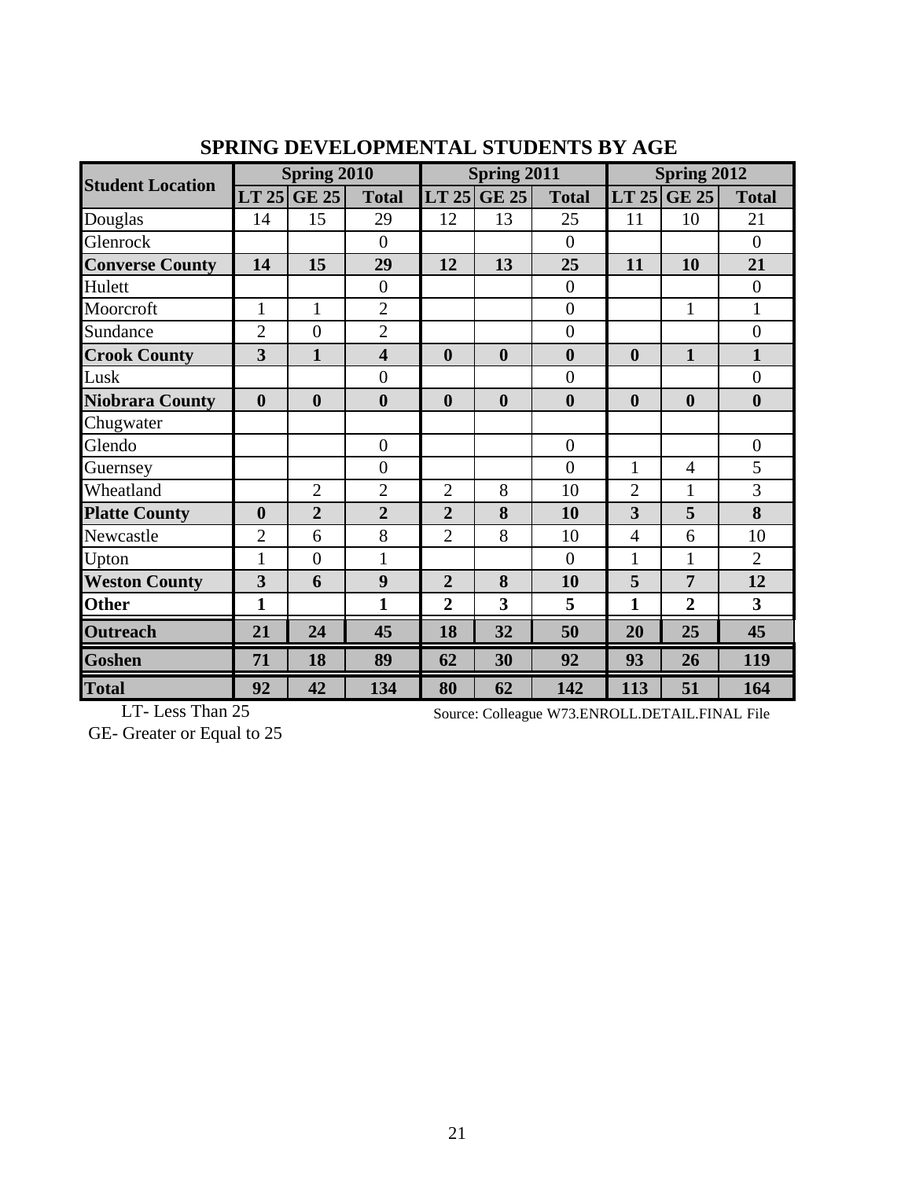## SPRING DEVELOPMENTAL STUDENTS BY AGE

| Student Location | Spring 2010 | | | Spring 2011 | | | Spring 2012 | | |
|---|---|---|---|---|---|---|---|---|---|
| | LT 25 | GE 25 | Total | LT 25 | GE 25 | Total | LT 25 | GE 25 | Total |
| Douglas | 14 | 15 | 29 | 12 | 13 | 25 | 11 | 10 | 21 |
| Glenrock | | | 0 | | | 0 | | | 0 |
| **Converse County** | **14** | **15** | **29** | **12** | **13** | **25** | **11** | **10** | **21** |
| Hulett | | | 0 | | | 0 | | | 0 |
| Moorcroft | 1 | 1 | 2 | | | 0 | | 1 | 1 |
| Sundance | 2 | 0 | 2 | | | 0 | | | 0 |
| **Crook County** | **3** | **1** | **4** | **0** | **0** | **0** | **0** | **1** | **1** |
| Lusk | | | 0 | | | 0 | | | 0 |
| **Niobrara County** | **0** | **0** | **0** | **0** | **0** | **0** | **0** | **0** | **0** |
| Chugwater | | | | | | | | | |
| Glendo | | | 0 | | | 0 | | | 0 |
| Guernsey | | | 0 | | | 0 | 1 | 4 | 5 |
| Wheatland | | 2 | 2 | 2 | 8 | 10 | 2 | 1 | 3 |
| **Platte County** | **0** | **2** | **2** | **2** | **8** | **10** | **3** | **5** | **8** |
| Newcastle | 2 | 6 | 8 | 2 | 8 | 10 | 4 | 6 | 10 |
| Upton | 1 | 0 | 1 | | | 0 | 1 | 1 | 2 |
| **Weston County** | **3** | **6** | **9** | **2** | **8** | **10** | **5** | **7** | **12** |
| **Other** | **1** | | **1** | **2** | **3** | **5** | **1** | **2** | **3** |
| **Outreach** | **21** | **24** | **45** | **18** | **32** | **50** | **20** | **25** | **45** |
| **Goshen** | **71** | **18** | **89** | **62** | **30** | **92** | **93** | **26** | **119** |
| **Total** | **92** | **42** | **134** | **80** | **62** | **142** | **113** | **51** | **164** |

LT- Less Than 25
GE- Greater or Equal to 25

Source: Colleague W73.ENROLL.DETAIL.FINAL File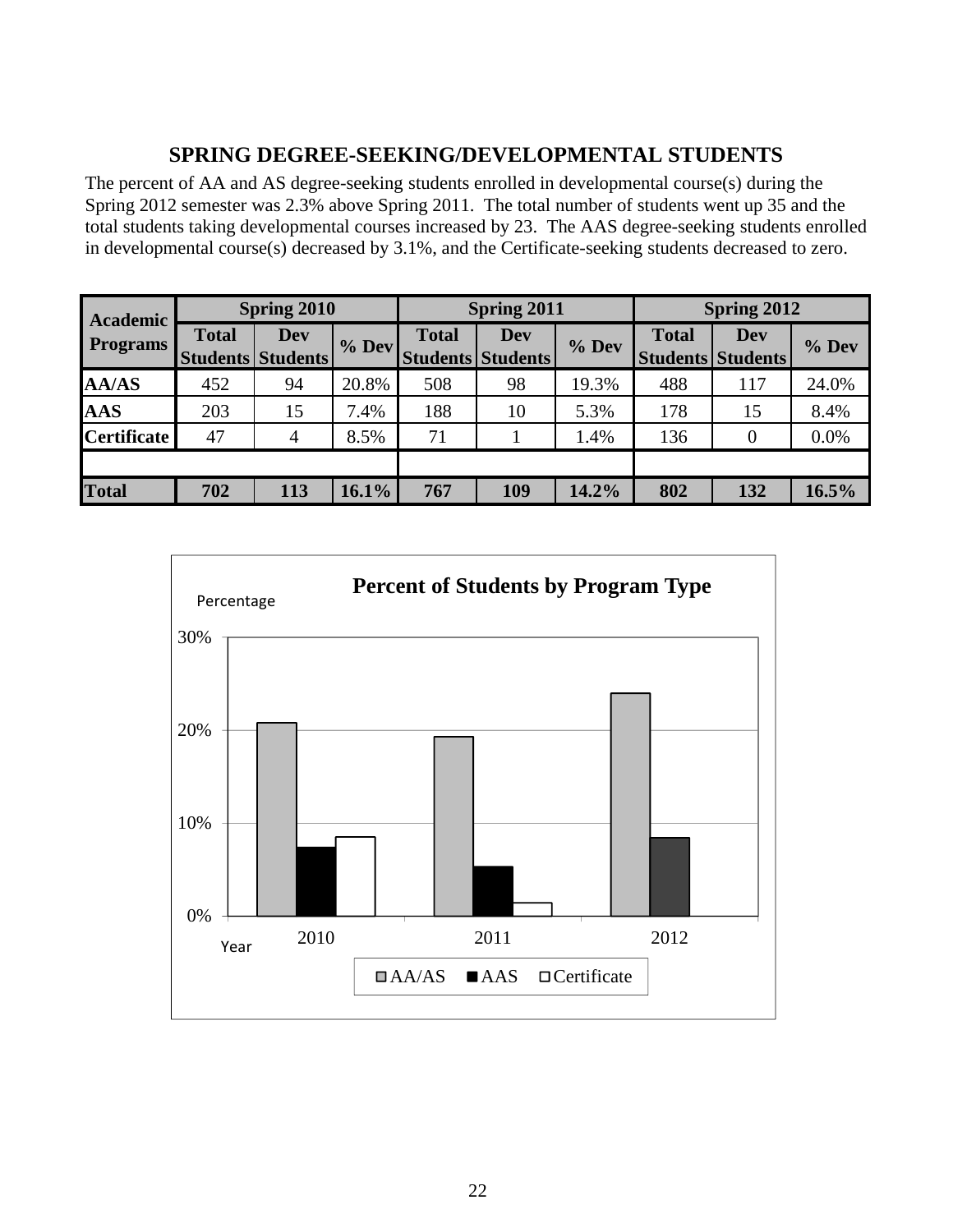## SPRING DEGREE-SEEKING/DEVELOPMENTAL STUDENTS

The percent of AA and AS degree-seeking students enrolled in developmental course(s) during the Spring 2012 semester was 2.3% above Spring 2011. The total number of students went up 35 and the total students taking developmental courses increased by 23. The AAS degree-seeking students enrolled in developmental course(s) decreased by 3.1%, and the Certificate-seeking students decreased to zero.

| Academic Programs | Spring 2010 | | | Spring 2011 | | | Spring 2012 | | |
|---|---|---|---|---|---|---|---|---|---|
| | Total Students | Dev Students | % Dev | Total Students | Dev Students | % Dev | Total Students | Dev Students | % Dev |
| **AA/AS** | 452 | 94 | 20.8% | 508 | 98 | 19.3% | 488 | 117 | 24.0% |
| **AAS** | 203 | 15 | 7.4% | 188 | 10 | 5.3% | 178 | 15 | 8.4% |
| **Certificate** | 47 | 4 | 8.5% | 71 | 1 | 1.4% | 136 | 0 | 0.0% |
| | | | | | | | | | |
| **Total** | **702** | **113** | **16.1%** | **767** | **109** | **14.2%** | **802** | **132** | **16.5%** |

**Percent of Students by Program Type**

| Year | AA/AS | AAS | Certificate |
|---|---|---|---|
| 2010 | 20.8% | 7.4% | 8.5% |
| 2011 | 19.3% | 5.3% | 1.4% |
| 2012 | 24.0% | 8.4% | 0.0% |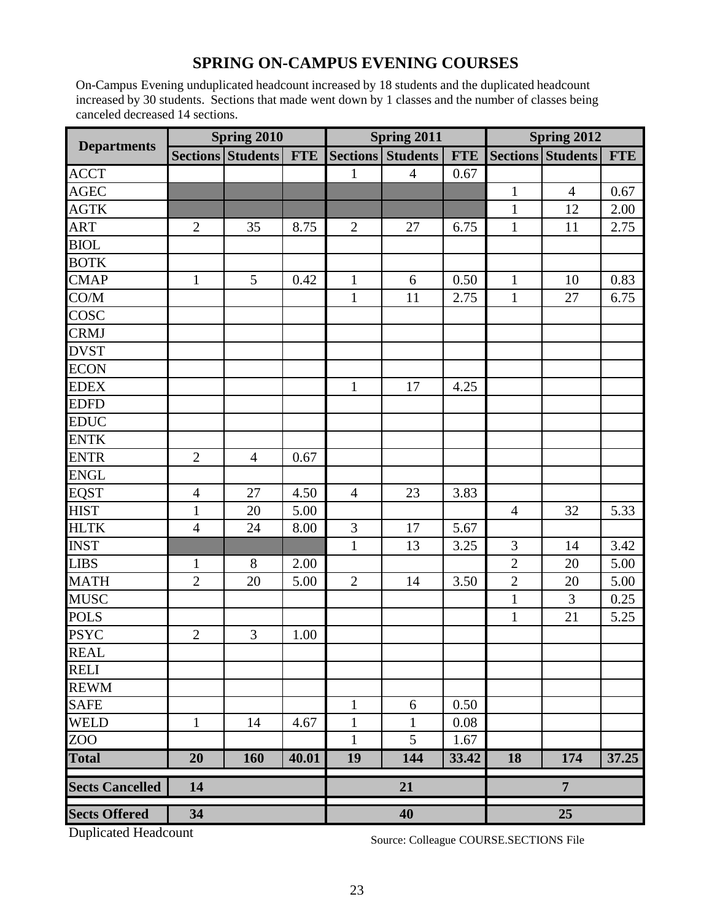# SPRING ON-CAMPUS EVENING COURSES

On-Campus Evening unduplicated headcount increased by 18 students and the duplicated headcount increased by 30 students. Sections that made went down by 1 classes and the number of classes being canceled decreased 14 sections.

| Departments | Spring 2010 | | | Spring 2011 | | | Spring 2012 | | |
|---|---|---|---|---|---|---|---|---|---|
| | Sections | Students | FTE | Sections | Students | FTE | Sections | Students | FTE |
| ACCT | | | | 1 | 4 | 0.67 | | | |
| AGEC | | | | | | | 1 | 4 | 0.67 |
| AGTK | | | | | | | 1 | 12 | 2.00 |
| ART | 2 | 35 | 8.75 | 2 | 27 | 6.75 | 1 | 11 | 2.75 |
| BIOL | | | | | | | | | |
| BOTK | | | | | | | | | |
| CMAP | 1 | 5 | 0.42 | 1 | 6 | 0.50 | 1 | 10 | 0.83 |
| CO/M | | | | 1 | 11 | 2.75 | 1 | 27 | 6.75 |
| COSC | | | | | | | | | |
| CRMJ | | | | | | | | | |
| DVST | | | | | | | | | |
| ECON | | | | | | | | | |
| EDEX | | | | 1 | 17 | 4.25 | | | |
| EDFD | | | | | | | | | |
| EDUC | | | | | | | | | |
| ENTK | | | | | | | | | |
| ENTR | 2 | 4 | 0.67 | | | | | | |
| ENGL | | | | | | | | | |
| EQST | 4 | 27 | 4.50 | 4 | 23 | 3.83 | | | |
| HIST | 1 | 20 | 5.00 | | | | 4 | 32 | 5.33 |
| HLTK | 4 | 24 | 8.00 | 3 | 17 | 5.67 | | | |
| INST | | | | 1 | 13 | 3.25 | 3 | 14 | 3.42 |
| LIBS | 1 | 8 | 2.00 | | | | 2 | 20 | 5.00 |
| MATH | 2 | 20 | 5.00 | 2 | 14 | 3.50 | 2 | 20 | 5.00 |
| MUSC | | | | | | | 1 | 3 | 0.25 |
| POLS | | | | | | | 1 | 21 | 5.25 |
| PSYC | 2 | 3 | 1.00 | | | | | | |
| REAL | | | | | | | | | |
| RELI | | | | | | | | | |
| REWM | | | | | | | | | |
| SAFE | | | | 1 | 6 | 0.50 | | | |
| WELD | 1 | 14 | 4.67 | 1 | 1 | 0.08 | | | |
| ZOO | | | | 1 | 5 | 1.67 | | | |
| **Total** | **20** | **160** | **40.01** | **19** | **144** | **33.42** | **18** | **174** | **37.25** |
| **Sects Cancelled** | **14** | | | **21** | | | **7** | | |
| **Sects Offered** | **34** | | | **40** | | | **25** | | |

Duplicated Headcount

Source: Colleague COURSE.SECTIONS File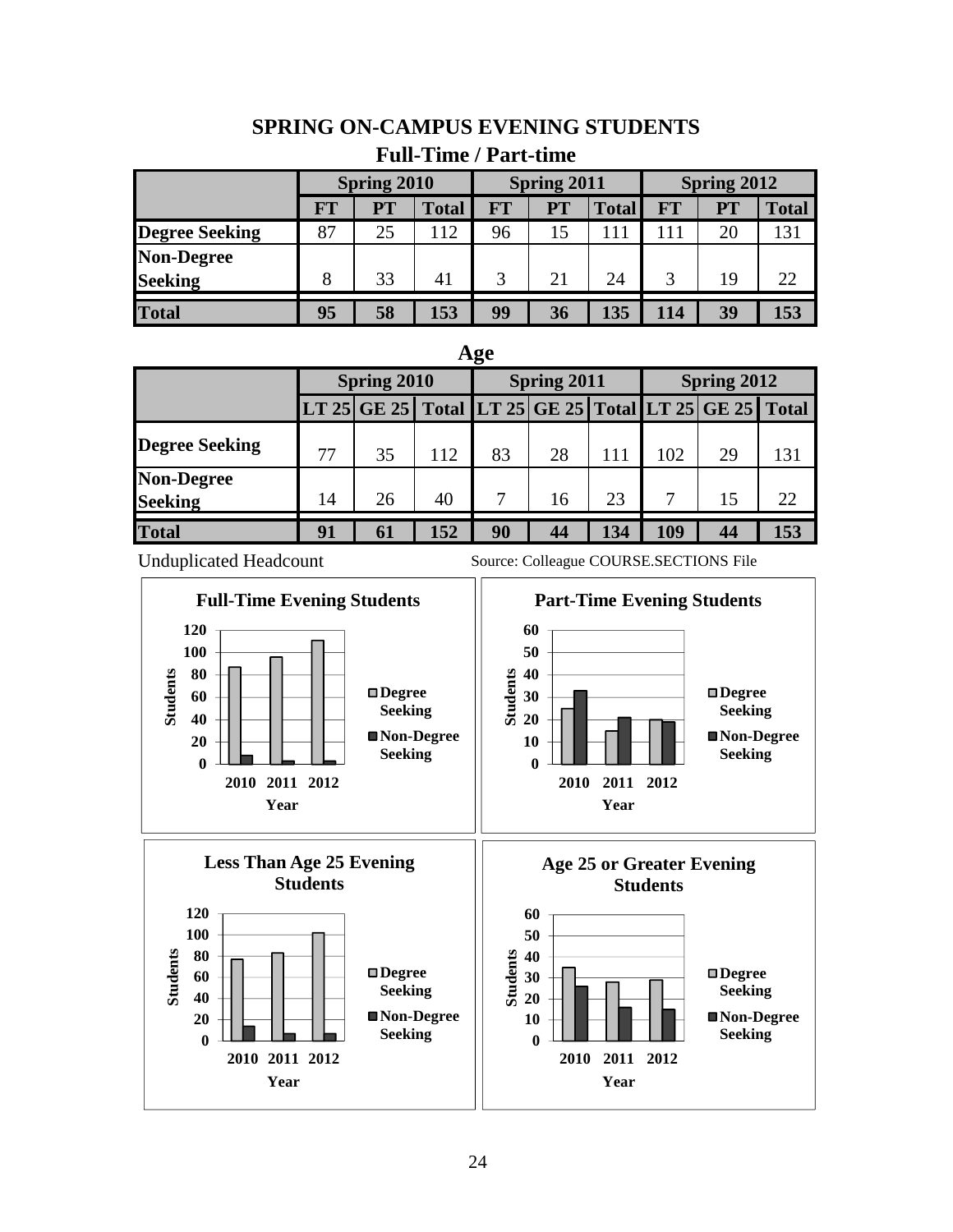# SPRING ON-CAMPUS EVENING STUDENTS

## Full-Time / Part-time

| | Spring 2010 | | | Spring 2011 | | | Spring 2012 | | |
|---|---|---|---|---|---|---|---|---|---|
| | FT | PT | Total | FT | PT | Total | FT | PT | Total |
| Degree Seeking | 87 | 25 | 112 | 96 | 15 | 111 | 111 | 20 | 131 |
| Non-Degree Seeking | 8 | 33 | 41 | 3 | 21 | 24 | 3 | 19 | 22 |
| **Total** | **95** | **58** | **153** | **99** | **36** | **135** | **114** | **39** | **153** |

## Age

| | Spring 2010 | | | Spring 2011 | | | Spring 2012 | | |
|---|---|---|---|---|---|---|---|---|---|
| | LT 25 | GE 25 | Total | LT 25 | GE 25 | Total | LT 25 | GE 25 | Total |
| Degree Seeking | 77 | 35 | 112 | 83 | 28 | 111 | 102 | 29 | 131 |
| Non-Degree Seeking | 14 | 26 | 40 | 7 | 16 | 23 | 7 | 15 | 22 |
| **Total** | **91** | **61** | **152** | **90** | **44** | **134** | **109** | **44** | **153** |

Unduplicated Headcount

Source: Colleague COURSE.SECTIONS File

**Full-Time Evening Students**

**Part-Time Evening Students**

**Less Than Age 25 Evening Students**

**Age 25 or Greater Evening Students**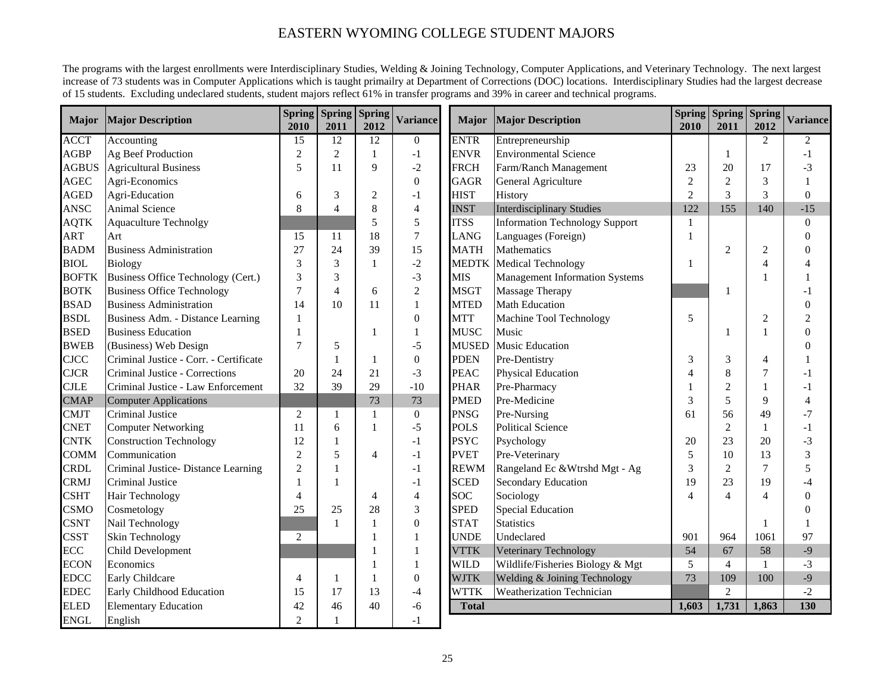# EASTERN WYOMING COLLEGE STUDENT MAJORS

The programs with the largest enrollments were Interdisciplinary Studies, Welding & Joining Technology, Computer Applications, and Veterinary Technology. The next largest increase of 73 students was in Computer Applications which is taught primailry at Department of Corrections (DOC) locations. Interdisciplinary Studies had the largest decrease of 15 students. Excluding undeclared students, student majors reflect 61% in transfer programs and 39% in career and technical programs.

| Major | Major Description | Spring 2010 | Spring 2011 | Spring 2012 | Variance |
|---|---|---|---|---|---|
| ACCT | Accounting | 15 | 12 | 12 | 0 |
| AGBP | Ag Beef Production | 2 | 2 | 1 | -1 |
| AGBUS | Agricultural Business | 5 | 11 | 9 | -2 |
| AGEC | Agri-Economics | | | | 0 |
| AGED | Agri-Education | 6 | 3 | 2 | -1 |
| ANSC | Animal Science | 8 | 4 | 8 | 4 |
| AQTK | Aquaculture Technolgy | | | 5 | 5 |
| ART | Art | 15 | 11 | 18 | 7 |
| BADM | Business Administration | 27 | 24 | 39 | 15 |
| BIOL | Biology | 3 | 3 | 1 | -2 |
| BOFTK | Business Office Technology (Cert.) | 3 | 3 | | -3 |
| BOTK | Business Office Technology | 7 | 4 | 6 | 2 |
| BSAD | Business Administration | 14 | 10 | 11 | 1 |
| BSDL | Business Adm. - Distance Learning | 1 | | | 0 |
| BSED | Business Education | 1 | | 1 | 1 |
| BWEB | (Business) Web Design | 7 | 5 | | -5 |
| CJCC | Criminal Justice - Corr. - Certificate | | 1 | 1 | 0 |
| CJCR | Criminal Justice - Corrections | 20 | 24 | 21 | -3 |
| CJLE | Criminal Justice - Law Enforcement | 32 | 39 | 29 | -10 |
| CMAP | Computer Applications | | | 73 | 73 |
| CMJT | Criminal Justice | 2 | 1 | 1 | 0 |
| CNET | Computer Networking | 11 | 6 | 1 | -5 |
| CNTK | Construction Technology | 12 | 1 | | -1 |
| COMM | Communication | 2 | 5 | 4 | -1 |
| CRDL | Criminal Justice- Distance Learning | 2 | 1 | | -1 |
| CRMJ | Criminal Justice | 1 | 1 | | -1 |
| CSHT | Hair Technology | 4 | | 4 | 4 |
| CSMO | Cosmetology | 25 | 25 | 28 | 3 |
| CSNT | Nail Technology | | 1 | 1 | 0 |
| CSST | Skin Technology | 2 | | 1 | 1 |
| ECC | Child Development | | | 1 | 1 |
| ECON | Economics | | | 1 | 1 |
| EDCC | Early Childcare | 4 | 1 | 1 | 0 |
| EDEC | Early Childhood Education | 15 | 17 | 13 | -4 |
| ELED | Elementary Education | 42 | 46 | 40 | -6 |
| ENGL | English | 2 | 1 | | -1 |
| ENTR | Entrepreneurship | | | 2 | 2 |
| ENVR | Environmental Science | | 1 | | -1 |
| FRCH | Farm/Ranch Management | 23 | 20 | 17 | -3 |
| GAGR | General Agriculture | 2 | 2 | 3 | 1 |
| HIST | History | 2 | 3 | 3 | 0 |
| INST | Interdisciplinary Studies | 122 | 155 | 140 | -15 |
| ITSS | Information Technology Support | 1 | | | 0 |
| LANG | Languages (Foreign) | 1 | | | 0 |
| MATH | Mathematics | | 2 | 2 | 0 |
| MEDTK | Medical Technology | 1 | | 4 | 4 |
| MIS | Management Information Systems | | | 1 | 1 |
| MSGT | Massage Therapy | | 1 | | -1 |
| MTED | Math Education | | | | 0 |
| MTT | Machine Tool Technology | 5 | | 2 | 2 |
| MUSC | Music | | 1 | 1 | 0 |
| MUSED | Music Education | | | | 0 |
| PDEN | Pre-Dentistry | 3 | 3 | 4 | 1 |
| PEAC | Physical Education | 4 | 8 | 7 | -1 |
| PHAR | Pre-Pharmacy | 1 | 2 | 1 | -1 |
| PMED | Pre-Medicine | 3 | 5 | 9 | 4 |
| PNSG | Pre-Nursing | 61 | 56 | 49 | -7 |
| POLS | Political Science | | 2 | 1 | -1 |
| PSYC | Psychology | 20 | 23 | 20 | -3 |
| PVET | Pre-Veterinary | 5 | 10 | 13 | 3 |
| REWM | Rangeland Ec &Wtrshd Mgt - Ag | 3 | 2 | 7 | 5 |
| SCED | Secondary Education | 19 | 23 | 19 | -4 |
| SOC | Sociology | 4 | 4 | 4 | 0 |
| SPED | Special Education | | | | 0 |
| STAT | Statistics | | | 1 | 1 |
| UNDE | Undeclared | 901 | 964 | 1061 | 97 |
| VTTK | Veterinary Technology | 54 | 67 | 58 | -9 |
| WILD | Wildlife/Fisheries Biology & Mgt | 5 | 4 | 1 | -3 |
| WJTK | Welding & Joining Technology | 73 | 109 | 100 | -9 |
| WTTK | Weatherization Technician | | 2 | | -2 |
| **Total** | | **1,603** | **1,731** | **1,863** | **130** |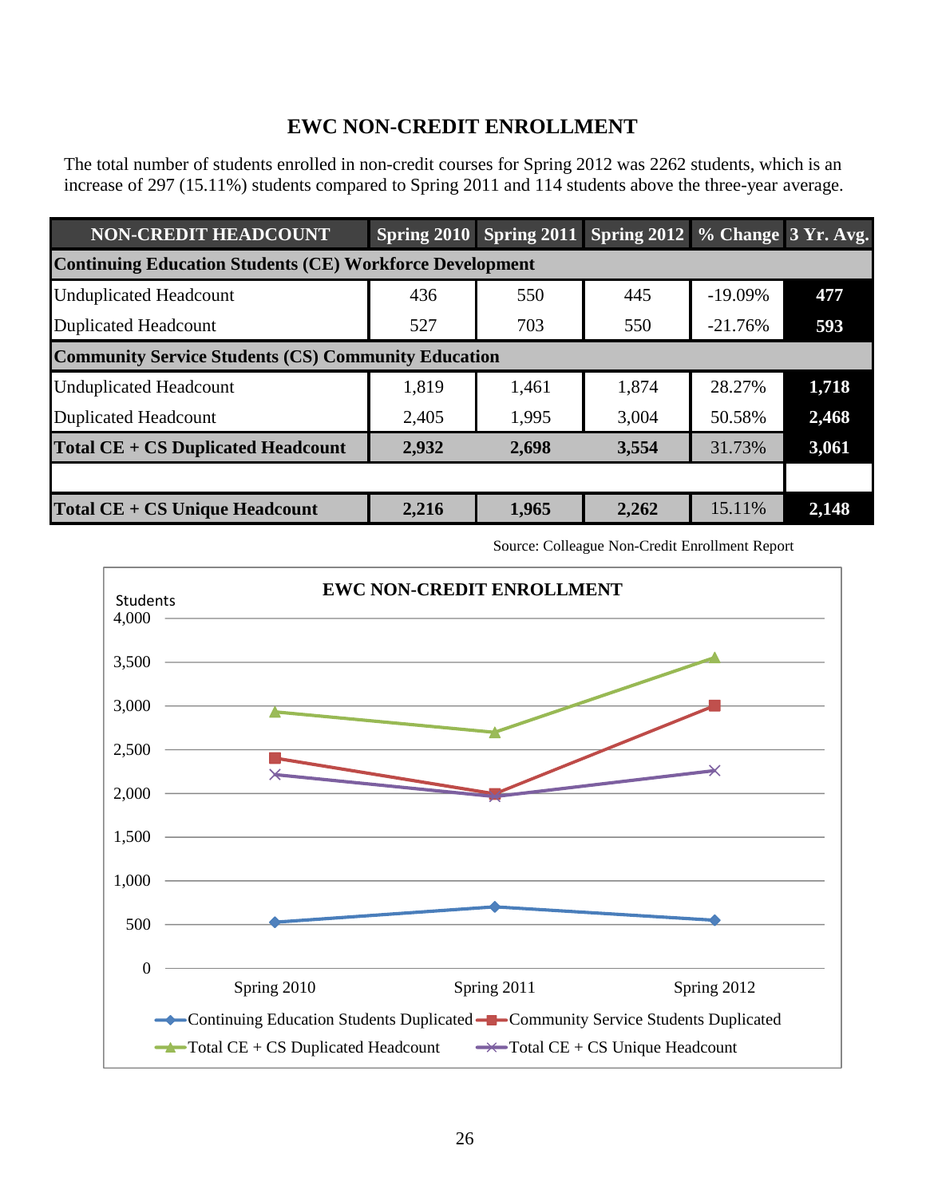# EWC NON-CREDIT ENROLLMENT

The total number of students enrolled in non-credit courses for Spring 2012 was 2262 students, which is an increase of 297 (15.11%) students compared to Spring 2011 and 114 students above the three-year average.

| NON-CREDIT HEADCOUNT | Spring 2010 | Spring 2011 | Spring 2012 | % Change | 3 Yr. Avg. |
|---|---|---|---|---|---|
| **Continuing Education Students (CE) Workforce Development** | | | | | |
| Unduplicated Headcount | 436 | 550 | 445 | -19.09% | **477** |
| Duplicated Headcount | 527 | 703 | 550 | -21.76% | **593** |
| **Community Service Students (CS) Community Education** | | | | | |
| Unduplicated Headcount | 1,819 | 1,461 | 1,874 | 28.27% | **1,718** |
| Duplicated Headcount | 2,405 | 1,995 | 3,004 | 50.58% | **2,468** |
| **Total CE + CS Duplicated Headcount** | **2,932** | **2,698** | **3,554** | 31.73% | **3,061** |
| | | | | | |
| **Total CE + CS Unique Headcount** | **2,216** | **1,965** | **2,262** | 15.11% | **2,148** |

Source: Colleague Non-Credit Enrollment Report

**EWC NON-CREDIT ENROLLMENT**

| Series | Spring 2010 | Spring 2011 | Spring 2012 |
|---|---|---|---|
| Continuing Education Students Duplicated | 527 | 703 | 550 |
| Community Service Students Duplicated | 2,405 | 1,995 | 3,004 |
| Total CE + CS Duplicated Headcount | 2,932 | 2,698 | 3,554 |
| Total CE + CS Unique Headcount | 2,216 | 1,965 | 2,262 |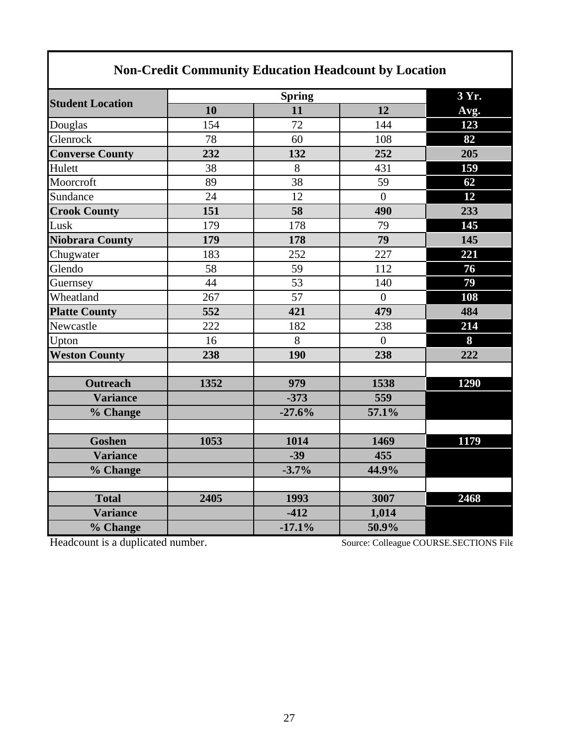| Student Location | Spring | | | 3 Yr. Avg. |
|---|---|---|---|---|
| | 10 | 11 | 12 | |
| Douglas | 154 | 72 | 144 | **123** |
| Glenrock | 78 | 60 | 108 | **82** |
| **Converse County** | **232** | **132** | **252** | **205** |
| Hulett | 38 | 8 | 431 | **159** |
| Moorcroft | 89 | 38 | 59 | **62** |
| Sundance | 24 | 12 | 0 | **12** |
| **Crook County** | **151** | **58** | **490** | **233** |
| Lusk | 179 | 178 | 79 | **145** |
| **Niobrara County** | **179** | **178** | **79** | **145** |
| Chugwater | 183 | 252 | 227 | **221** |
| Glendo | 58 | 59 | 112 | **76** |
| Guernsey | 44 | 53 | 140 | **79** |
| Wheatland | 267 | 57 | 0 | **108** |
| **Platte County** | **552** | **421** | **479** | **484** |
| Newcastle | 222 | 182 | 238 | **214** |
| Upton | 16 | 8 | 0 | **8** |
| **Weston County** | **238** | **190** | **238** | **222** |
| | | | | |
| **Outreach** | **1352** | **979** | **1538** | **1290** |
| **Variance** | | **-373** | **559** | |
| **% Change** | | **-27.6%** | **57.1%** | |
| | | | | |
| **Goshen** | **1053** | **1014** | **1469** | **1179** |
| **Variance** | | **-39** | **455** | |
| **% Change** | | **-3.7%** | **44.9%** | |
| | | | | |
| **Total** | **2405** | **1993** | **3007** | **2468** |
| **Variance** | | **-412** | **1,014** | |
| **% Change** | | **-17.1%** | **50.9%** | |

Table title: **Non-Credit Community Education Headcount by Location**

Headcount is a duplicated number.

Source: Colleague COURSE.SECTIONS File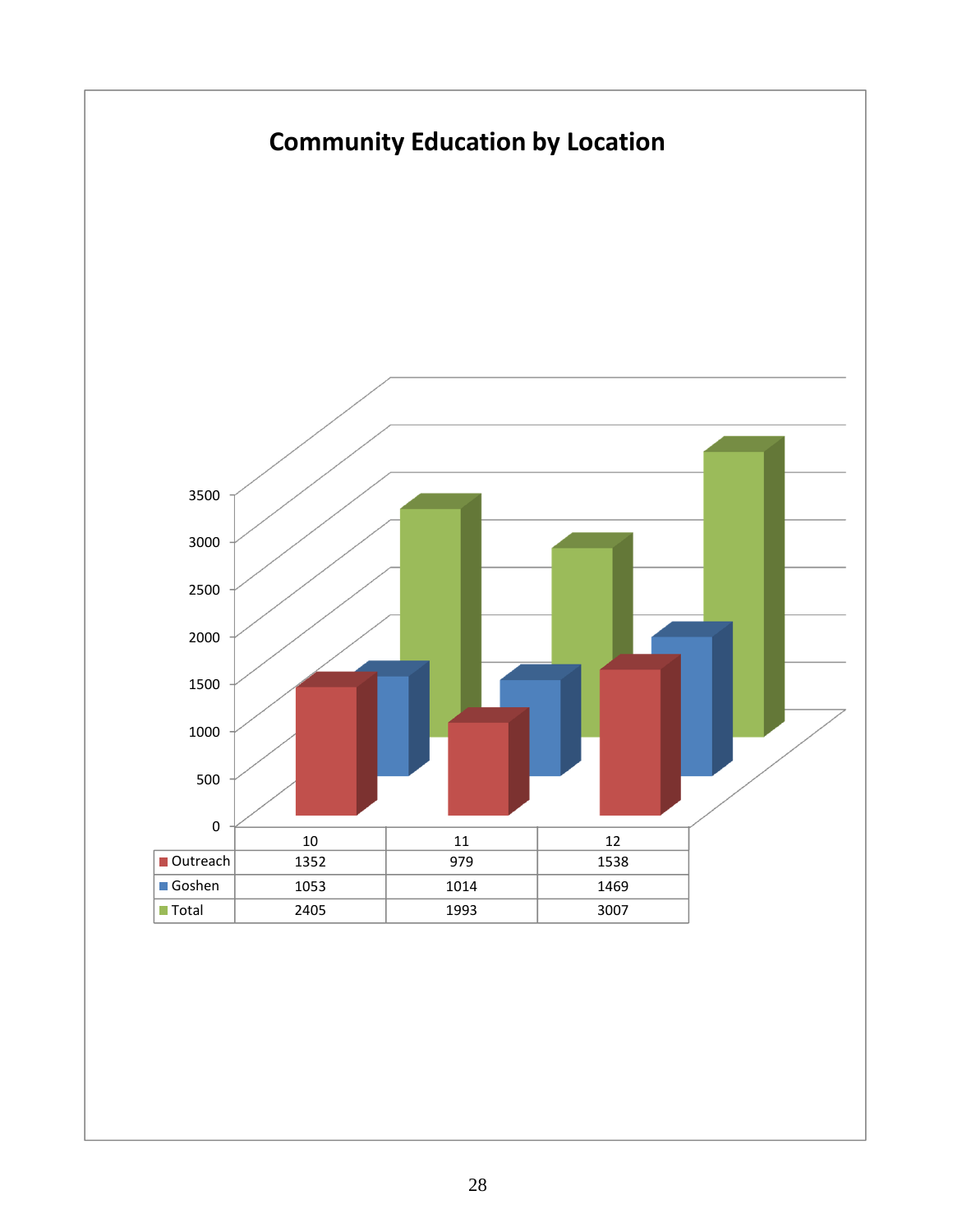## Community Education by Location

| | 10 | 11 | 12 |
|---|---|---|---|
| Outreach | 1352 | 979 | 1538 |
| Goshen | 1053 | 1014 | 1469 |
| Total | 2405 | 1993 | 3007 |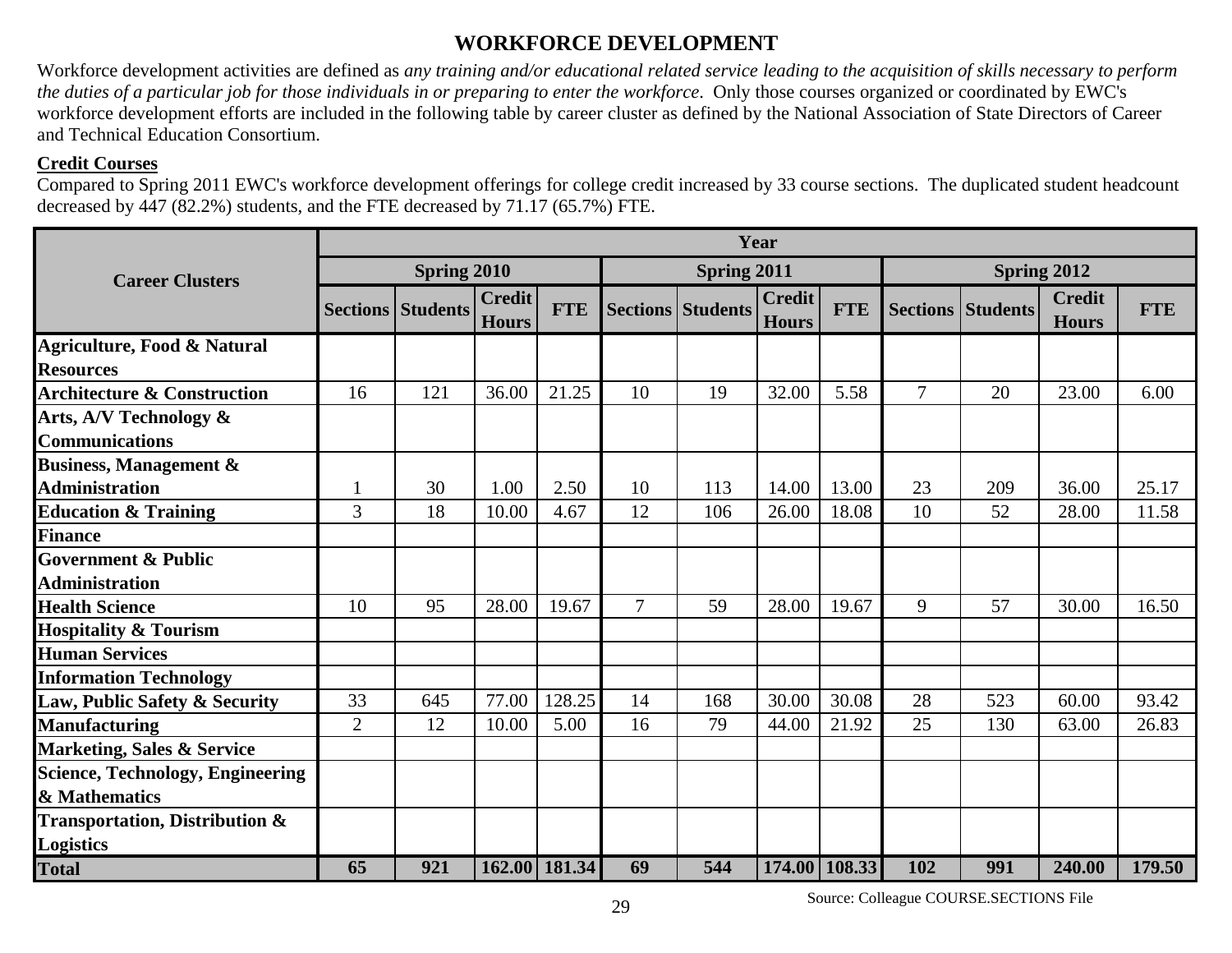## WORKFORCE DEVELOPMENT

Workforce development activities are defined as *any training and/or educational related service leading to the acquisition of skills necessary to perform the duties of a particular job for those individuals in or preparing to enter the workforce*. Only those courses organized or coordinated by EWC's workforce development efforts are included in the following table by career cluster as defined by the National Association of State Directors of Career and Technical Education Consortium.

**Credit Courses**

Compared to Spring 2011 EWC's workforce development offerings for college credit increased by 33 course sections. The duplicated student headcount decreased by 447 (82.2%) students, and the FTE decreased by 71.17 (65.7%) FTE.

| Career Clusters | Year | | | | | | | | | | | |
|---|---|---|---|---|---|---|---|---|---|---|---|---|
| | Spring 2010 | | | | Spring 2011 | | | | Spring 2012 | | | |
| | Sections | Students | Credit Hours | FTE | Sections | Students | Credit Hours | FTE | Sections | Students | Credit Hours | FTE |
| **Agriculture, Food & Natural Resources** | | | | | | | | | | | | |
| **Architecture & Construction** | 16 | 121 | 36.00 | 21.25 | 10 | 19 | 32.00 | 5.58 | 7 | 20 | 23.00 | 6.00 |
| **Arts, A/V Technology & Communications** | | | | | | | | | | | | |
| **Business, Management & Administration** | 1 | 30 | 1.00 | 2.50 | 10 | 113 | 14.00 | 13.00 | 23 | 209 | 36.00 | 25.17 |
| **Education & Training** | 3 | 18 | 10.00 | 4.67 | 12 | 106 | 26.00 | 18.08 | 10 | 52 | 28.00 | 11.58 |
| **Finance** | | | | | | | | | | | | |
| **Government & Public Administration** | | | | | | | | | | | | |
| **Health Science** | 10 | 95 | 28.00 | 19.67 | 7 | 59 | 28.00 | 19.67 | 9 | 57 | 30.00 | 16.50 |
| **Hospitality & Tourism** | | | | | | | | | | | | |
| **Human Services** | | | | | | | | | | | | |
| **Information Technology** | | | | | | | | | | | | |
| **Law, Public Safety & Security** | 33 | 645 | 77.00 | 128.25 | 14 | 168 | 30.00 | 30.08 | 28 | 523 | 60.00 | 93.42 |
| **Manufacturing** | 2 | 12 | 10.00 | 5.00 | 16 | 79 | 44.00 | 21.92 | 25 | 130 | 63.00 | 26.83 |
| **Marketing, Sales & Service** | | | | | | | | | | | | |
| **Science, Technology, Engineering & Mathematics** | | | | | | | | | | | | |
| **Transportation, Distribution & Logistics** | | | | | | | | | | | | |
| **Total** | **65** | **921** | **162.00** | **181.34** | **69** | **544** | **174.00** | **108.33** | **102** | **991** | **240.00** | **179.50** |

Source: Colleague COURSE.SECTIONS File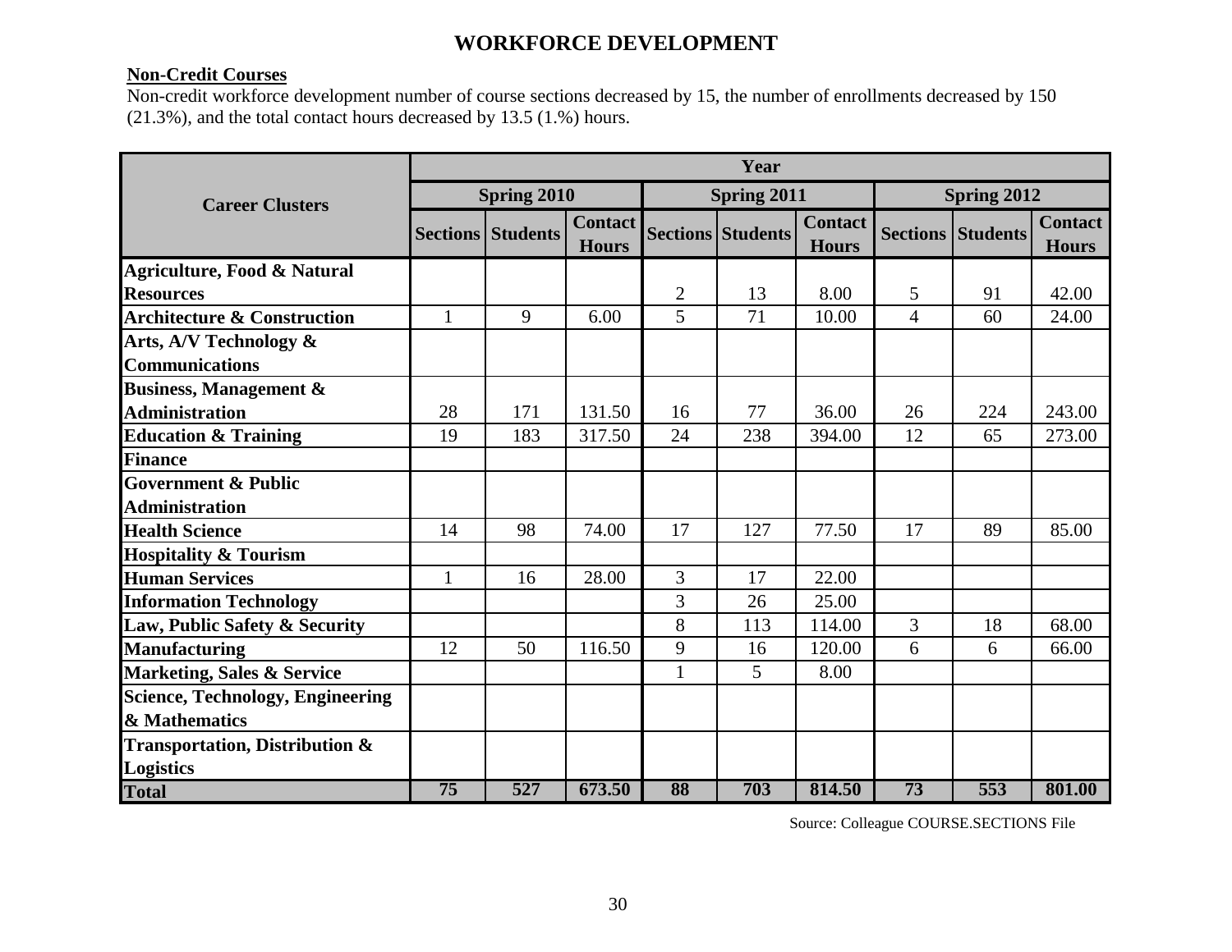# WORKFORCE DEVELOPMENT

**Non-Credit Courses**

Non-credit workforce development number of course sections decreased by 15, the number of enrollments decreased by 150 (21.3%), and the total contact hours decreased by 13.5 (1.%) hours.

| Career Clusters | Year | | | | | | | | |
|---|---|---|---|---|---|---|---|---|---|
| | Spring 2010 | | | Spring 2011 | | | Spring 2012 | | |
| | Sections | Students | Contact Hours | Sections | Students | Contact Hours | Sections | Students | Contact Hours |
| **Agriculture, Food & Natural Resources** | | | | 2 | 13 | 8.00 | 5 | 91 | 42.00 |
| **Architecture & Construction** | 1 | 9 | 6.00 | 5 | 71 | 10.00 | 4 | 60 | 24.00 |
| **Arts, A/V Technology & Communications** | | | | | | | | | |
| **Business, Management & Administration** | 28 | 171 | 131.50 | 16 | 77 | 36.00 | 26 | 224 | 243.00 |
| **Education & Training** | 19 | 183 | 317.50 | 24 | 238 | 394.00 | 12 | 65 | 273.00 |
| **Finance** | | | | | | | | | |
| **Government & Public Administration** | | | | | | | | | |
| **Health Science** | 14 | 98 | 74.00 | 17 | 127 | 77.50 | 17 | 89 | 85.00 |
| **Hospitality & Tourism** | | | | | | | | | |
| **Human Services** | 1 | 16 | 28.00 | 3 | 17 | 22.00 | | | |
| **Information Technology** | | | | 3 | 26 | 25.00 | | | |
| **Law, Public Safety & Security** | | | | 8 | 113 | 114.00 | 3 | 18 | 68.00 |
| **Manufacturing** | 12 | 50 | 116.50 | 9 | 16 | 120.00 | 6 | 6 | 66.00 |
| **Marketing, Sales & Service** | | | | 1 | 5 | 8.00 | | | |
| **Science, Technology, Engineering & Mathematics** | | | | | | | | | |
| **Transportation, Distribution & Logistics** | | | | | | | | | |
| **Total** | **75** | **527** | **673.50** | **88** | **703** | **814.50** | **73** | **553** | **801.00** |

Source: Colleague COURSE.SECTIONS File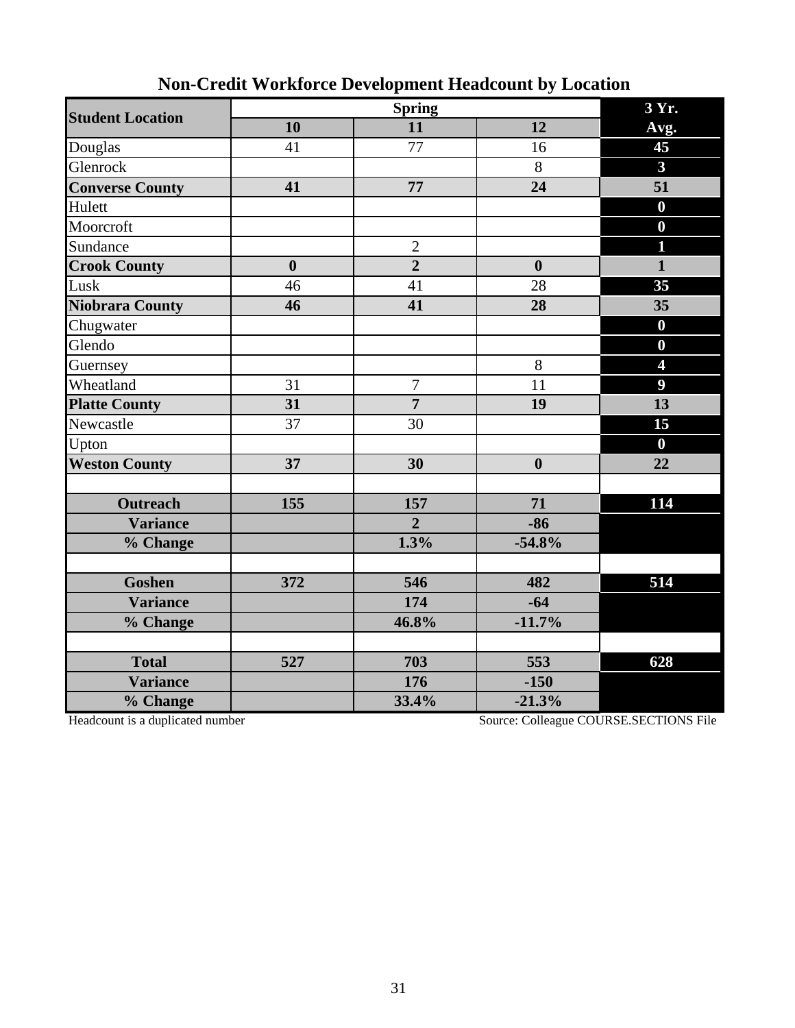## Non-Credit Workforce Development Headcount by Location

| Student Location | Spring | | | 3 Yr. Avg. |
|---|---|---|---|---|
| | 10 | 11 | 12 | |
| Douglas | 41 | 77 | 16 | 45 |
| Glenrock | | | 8 | 3 |
| **Converse County** | **41** | **77** | **24** | **51** |
| Hulett | | | | 0 |
| Moorcroft | | | | 0 |
| Sundance | | 2 | | 1 |
| **Crook County** | **0** | **2** | **0** | **1** |
| Lusk | 46 | 41 | 28 | 35 |
| **Niobrara County** | **46** | **41** | **28** | **35** |
| Chugwater | | | | 0 |
| Glendo | | | | 0 |
| Guernsey | | | 8 | 4 |
| Wheatland | 31 | 7 | 11 | 9 |
| **Platte County** | **31** | **7** | **19** | **13** |
| Newcastle | 37 | 30 | | 15 |
| Upton | | | | 0 |
| **Weston County** | **37** | **30** | **0** | **22** |
| | | | | |
| **Outreach** | **155** | **157** | **71** | **114** |
| **Variance** | | **2** | **-86** | |
| **% Change** | | **1.3%** | **-54.8%** | |
| | | | | |
| **Goshen** | **372** | **546** | **482** | **514** |
| **Variance** | | **174** | **-64** | |
| **% Change** | | **46.8%** | **-11.7%** | |
| | | | | |
| **Total** | **527** | **703** | **553** | **628** |
| **Variance** | | **176** | **-150** | |
| **% Change** | | **33.4%** | **-21.3%** | |

Headcount is a duplicated number

Source: Colleague COURSE.SECTIONS File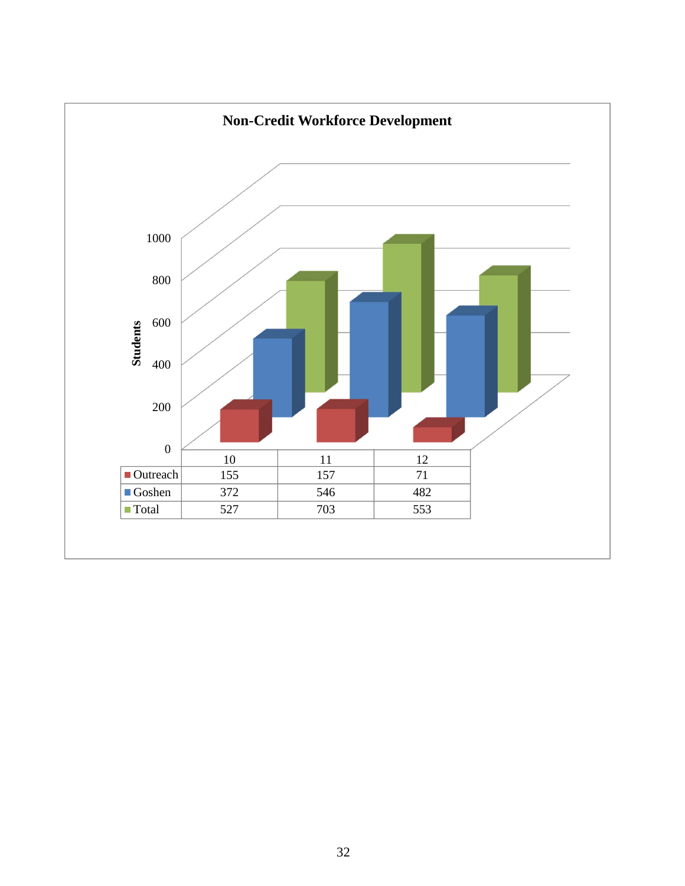**Non-Credit Workforce Development**

|  | 10 | 11 | 12 |
|---|---|---|---|
| Outreach | 155 | 157 | 71 |
| Goshen | 372 | 546 | 482 |
| Total | 527 | 703 | 553 |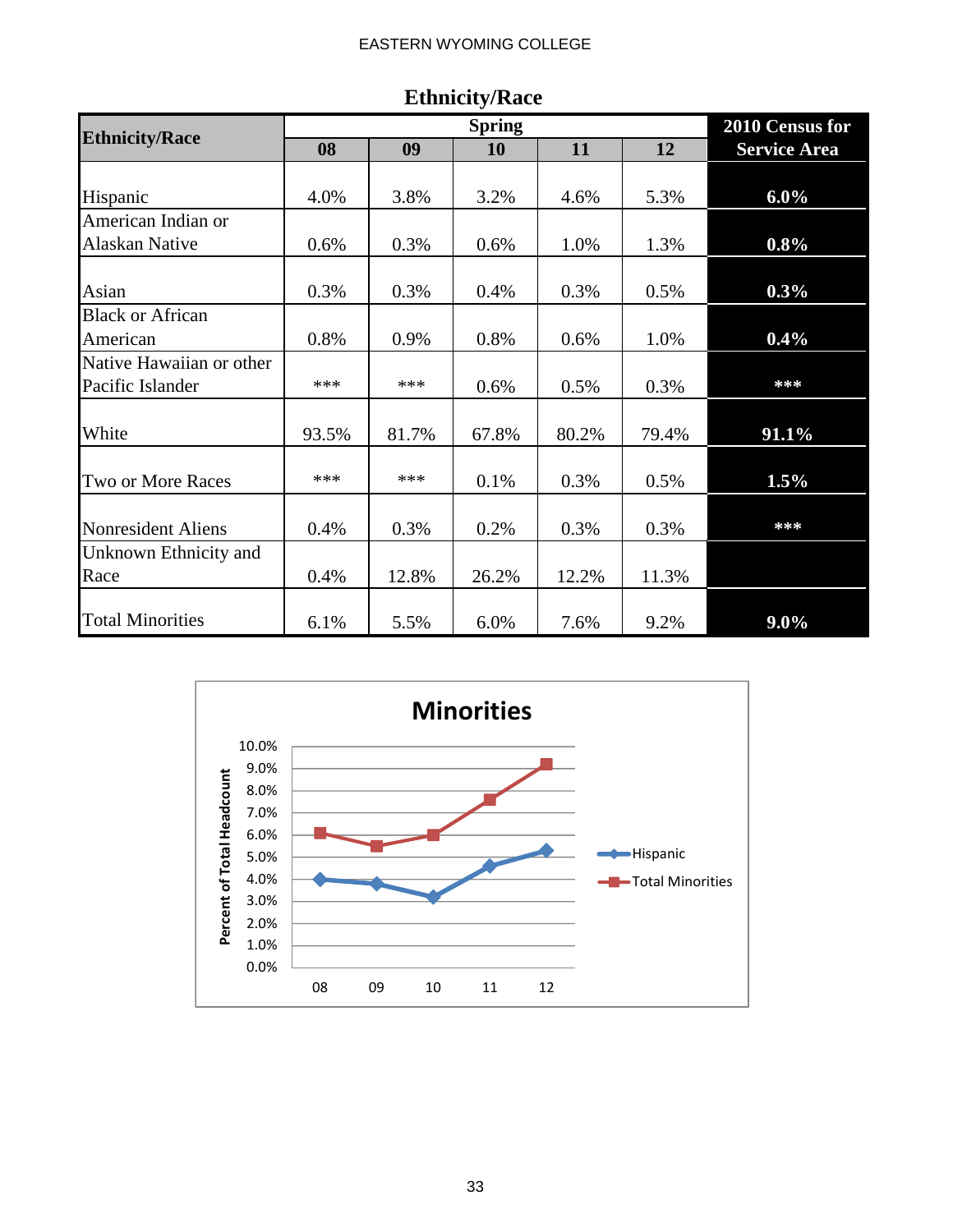## Ethnicity/Race

| Ethnicity/Race | Spring | | | | | 2010 Census for Service Area |
|---|---|---|---|---|---|---|
| | 08 | 09 | 10 | 11 | 12 | |
| Hispanic | 4.0% | 3.8% | 3.2% | 4.6% | 5.3% | **6.0%** |
| American Indian or Alaskan Native | 0.6% | 0.3% | 0.6% | 1.0% | 1.3% | **0.8%** |
| Asian | 0.3% | 0.3% | 0.4% | 0.3% | 0.5% | **0.3%** |
| Black or African American | 0.8% | 0.9% | 0.8% | 0.6% | 1.0% | **0.4%** |
| Native Hawaiian or other Pacific Islander | *** | *** | 0.6% | 0.5% | 0.3% | ***** |
| White | 93.5% | 81.7% | 67.8% | 80.2% | 79.4% | **91.1%** |
| Two or More Races | *** | *** | 0.1% | 0.3% | 0.5% | **1.5%** |
| Nonresident Aliens | 0.4% | 0.3% | 0.2% | 0.3% | 0.3% | ***** |
| Unknown Ethnicity and Race | 0.4% | 12.8% | 26.2% | 12.2% | 11.3% | |
| Total Minorities | 6.1% | 5.5% | 6.0% | 7.6% | 9.2% | **9.0%** |

Minorities

Percent of Total Headcount

10.0%
9.0%
8.0%
7.0%
6.0%
5.0%
4.0%
3.0%
2.0%
1.0%
0.0%

08 09 10 11 12

Hispanic
Total Minorities